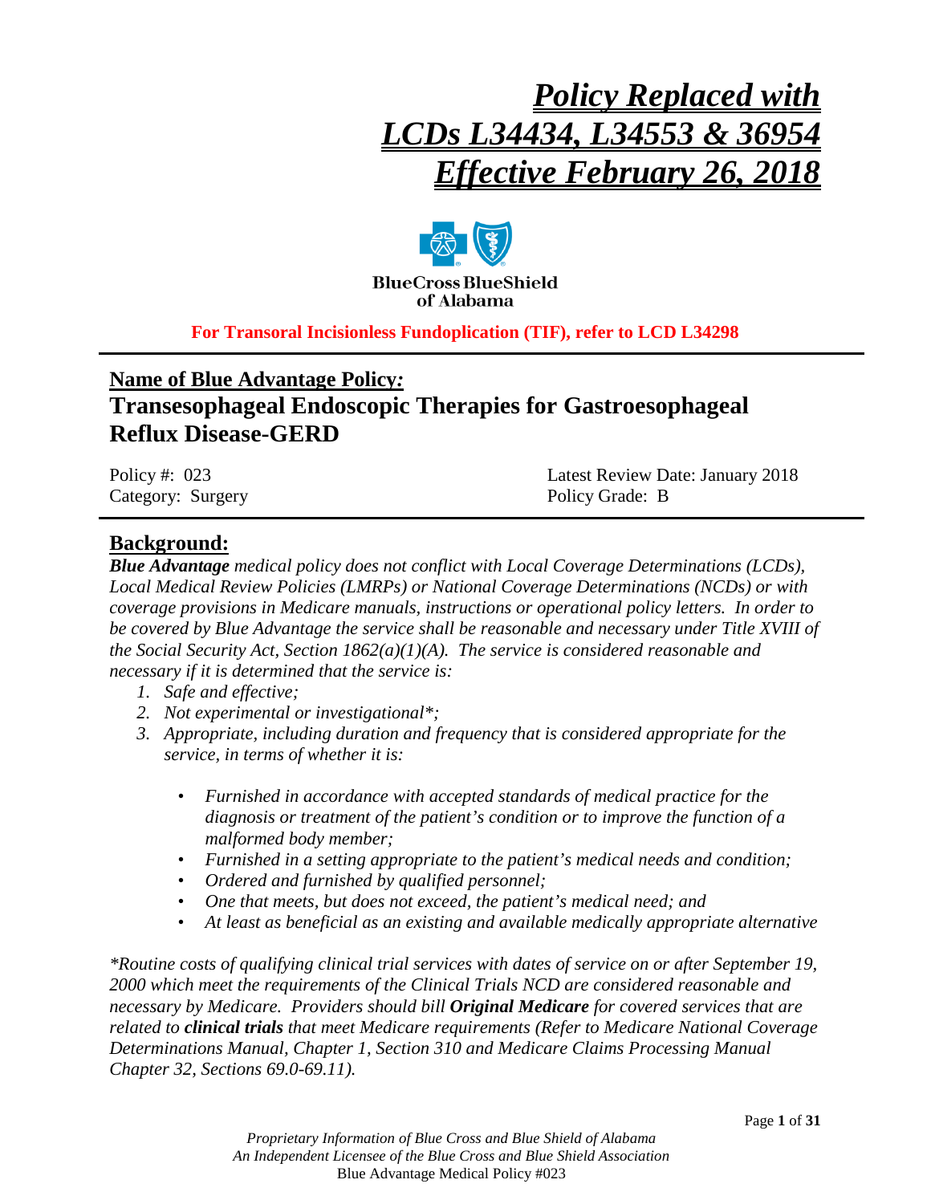# ***Policy Replaced with LCDs L34434, L34553 & 36954 Effective February 26, 2018***

BlueCross BlueShield of Alabama

**For Transoral Incisionless Fundoplication (TIF), refer to LCD L34298**

## Name of Blue Advantage Policy*:*

## Transesophageal Endoscopic Therapies for Gastroesophageal Reflux Disease-GERD

Policy #: 023
Category: Surgery

Latest Review Date: January 2018
Policy Grade: B

## Background:

***Blue Advantage*** *medical policy does not conflict with Local Coverage Determinations (LCDs), Local Medical Review Policies (LMRPs) or National Coverage Determinations (NCDs) or with coverage provisions in Medicare manuals, instructions or operational policy letters. In order to be covered by Blue Advantage the service shall be reasonable and necessary under Title XVIII of the Social Security Act, Section 1862(a)(1)(A). The service is considered reasonable and necessary if it is determined that the service is:*

1. *Safe and effective;*
2. *Not experimental or investigational*;*
3. *Appropriate, including duration and frequency that is considered appropriate for the service, in terms of whether it is:*
   - *Furnished in accordance with accepted standards of medical practice for the diagnosis or treatment of the patient's condition or to improve the function of a malformed body member;*
   - *Furnished in a setting appropriate to the patient's medical needs and condition;*
   - *Ordered and furnished by qualified personnel;*
   - *One that meets, but does not exceed, the patient's medical need; and*
   - *At least as beneficial as an existing and available medically appropriate alternative*

**Routine costs of qualifying clinical trial services with dates of service on or after September 19, 2000 which meet the requirements of the Clinical Trials NCD are considered reasonable and necessary by Medicare. Providers should bill* ***Original Medicare*** *for covered services that are related to* ***clinical trials*** *that meet Medicare requirements (Refer to Medicare National Coverage Determinations Manual, Chapter 1, Section 310 and Medicare Claims Processing Manual Chapter 32, Sections 69.0-69.11).*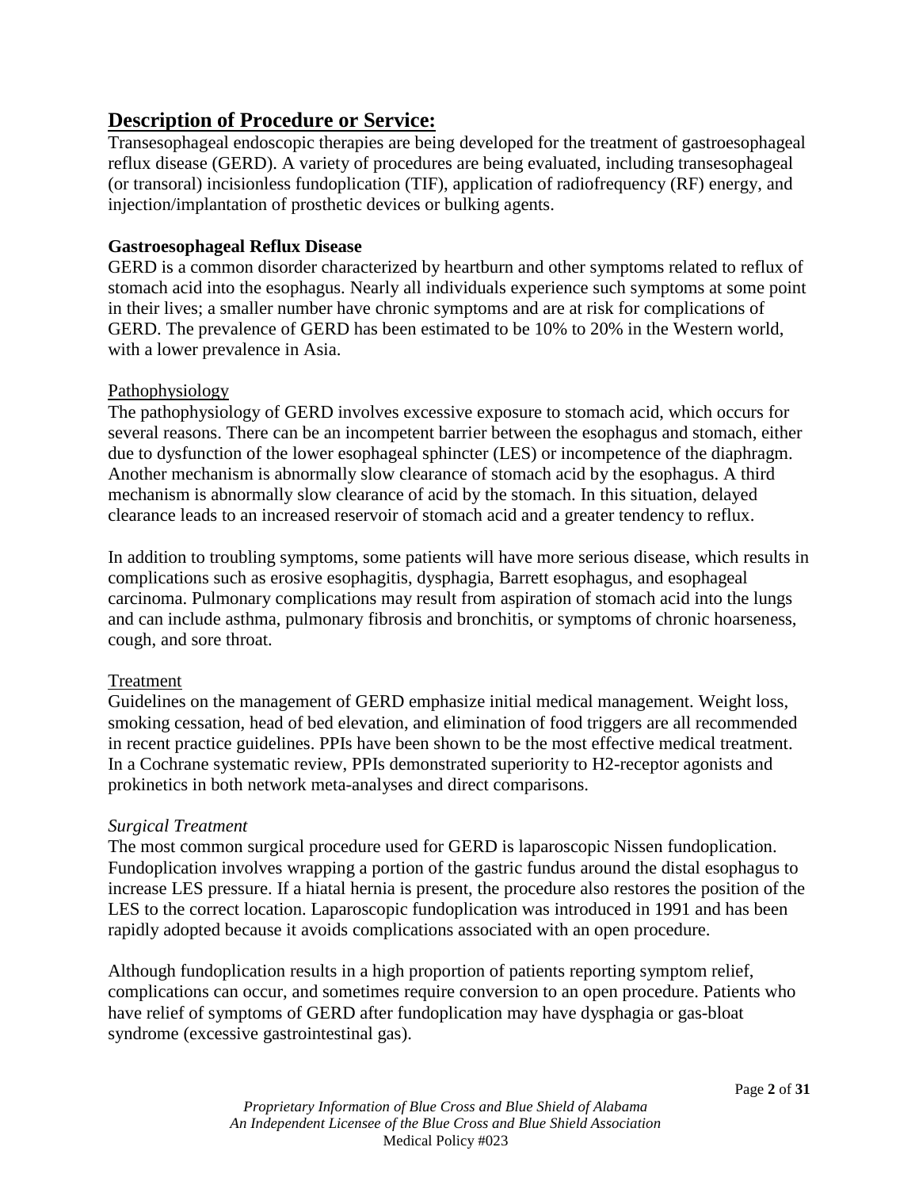## Description of Procedure or Service:

Transesophageal endoscopic therapies are being developed for the treatment of gastroesophageal reflux disease (GERD). A variety of procedures are being evaluated, including transesophageal (or transoral) incisionless fundoplication (TIF), application of radiofrequency (RF) energy, and injection/implantation of prosthetic devices or bulking agents.

### Gastroesophageal Reflux Disease

GERD is a common disorder characterized by heartburn and other symptoms related to reflux of stomach acid into the esophagus. Nearly all individuals experience such symptoms at some point in their lives; a smaller number have chronic symptoms and are at risk for complications of GERD. The prevalence of GERD has been estimated to be 10% to 20% in the Western world, with a lower prevalence in Asia.

#### Pathophysiology

The pathophysiology of GERD involves excessive exposure to stomach acid, which occurs for several reasons. There can be an incompetent barrier between the esophagus and stomach, either due to dysfunction of the lower esophageal sphincter (LES) or incompetence of the diaphragm. Another mechanism is abnormally slow clearance of stomach acid by the esophagus. A third mechanism is abnormally slow clearance of acid by the stomach. In this situation, delayed clearance leads to an increased reservoir of stomach acid and a greater tendency to reflux.

In addition to troubling symptoms, some patients will have more serious disease, which results in complications such as erosive esophagitis, dysphagia, Barrett esophagus, and esophageal carcinoma. Pulmonary complications may result from aspiration of stomach acid into the lungs and can include asthma, pulmonary fibrosis and bronchitis, or symptoms of chronic hoarseness, cough, and sore throat.

#### Treatment

Guidelines on the management of GERD emphasize initial medical management. Weight loss, smoking cessation, head of bed elevation, and elimination of food triggers are all recommended in recent practice guidelines. PPIs have been shown to be the most effective medical treatment. In a Cochrane systematic review, PPIs demonstrated superiority to H2-receptor agonists and prokinetics in both network meta-analyses and direct comparisons.

*Surgical Treatment*

The most common surgical procedure used for GERD is laparoscopic Nissen fundoplication. Fundoplication involves wrapping a portion of the gastric fundus around the distal esophagus to increase LES pressure. If a hiatal hernia is present, the procedure also restores the position of the LES to the correct location. Laparoscopic fundoplication was introduced in 1991 and has been rapidly adopted because it avoids complications associated with an open procedure.

Although fundoplication results in a high proportion of patients reporting symptom relief, complications can occur, and sometimes require conversion to an open procedure. Patients who have relief of symptoms of GERD after fundoplication may have dysphagia or gas-bloat syndrome (excessive gastrointestinal gas).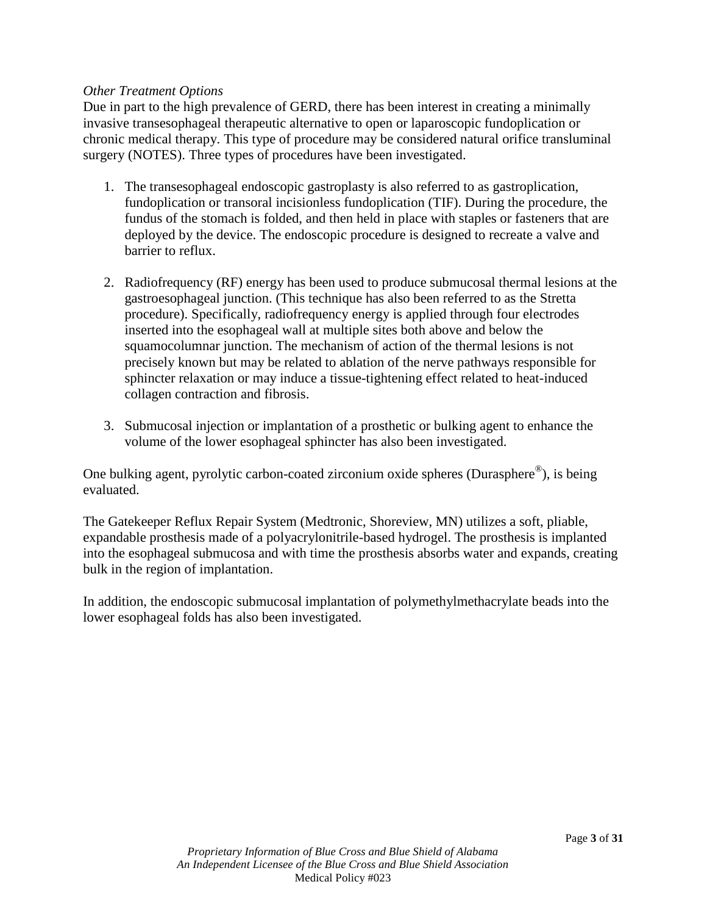*Other Treatment Options*

Due in part to the high prevalence of GERD, there has been interest in creating a minimally invasive transesophageal therapeutic alternative to open or laparoscopic fundoplication or chronic medical therapy. This type of procedure may be considered natural orifice transluminal surgery (NOTES). Three types of procedures have been investigated.

1. The transesophageal endoscopic gastroplasty is also referred to as gastroplication, fundoplication or transoral incisionless fundoplication (TIF). During the procedure, the fundus of the stomach is folded, and then held in place with staples or fasteners that are deployed by the device. The endoscopic procedure is designed to recreate a valve and barrier to reflux.

2. Radiofrequency (RF) energy has been used to produce submucosal thermal lesions at the gastroesophageal junction. (This technique has also been referred to as the Stretta procedure). Specifically, radiofrequency energy is applied through four electrodes inserted into the esophageal wall at multiple sites both above and below the squamocolumnar junction. The mechanism of action of the thermal lesions is not precisely known but may be related to ablation of the nerve pathways responsible for sphincter relaxation or may induce a tissue-tightening effect related to heat-induced collagen contraction and fibrosis.

3. Submucosal injection or implantation of a prosthetic or bulking agent to enhance the volume of the lower esophageal sphincter has also been investigated.

One bulking agent, pyrolytic carbon-coated zirconium oxide spheres (Durasphere®), is being evaluated.

The Gatekeeper Reflux Repair System (Medtronic, Shoreview, MN) utilizes a soft, pliable, expandable prosthesis made of a polyacrylonitrile-based hydrogel. The prosthesis is implanted into the esophageal submucosa and with time the prosthesis absorbs water and expands, creating bulk in the region of implantation.

In addition, the endoscopic submucosal implantation of polymethylmethacrylate beads into the lower esophageal folds has also been investigated.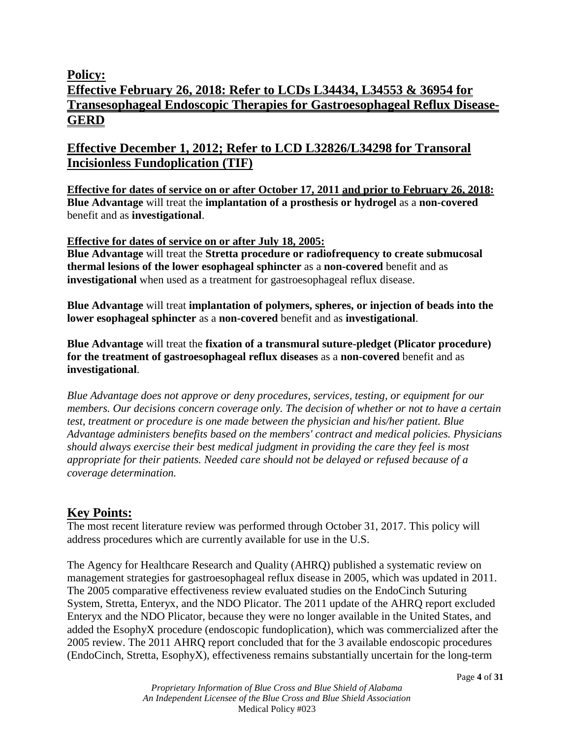## Policy:

## Effective February 26, 2018: Refer to LCDs L34434, L34553 & 36954 for Transesophageal Endoscopic Therapies for Gastroesophageal Reflux Disease-GERD

## Effective December 1, 2012; Refer to LCD L32826/L34298 for Transoral Incisionless Fundoplication (TIF)

**Effective for dates of service on or after October 17, 2011 and prior to February 26, 2018:**
**Blue Advantage** will treat the **implantation of a prosthesis or hydrogel** as a **non-covered** benefit and as **investigational**.

**Effective for dates of service on or after July 18, 2005:**
**Blue Advantage** will treat the **Stretta procedure or radiofrequency to create submucosal thermal lesions of the lower esophageal sphincter** as a **non-covered** benefit and as **investigational** when used as a treatment for gastroesophageal reflux disease.

**Blue Advantage** will treat **implantation of polymers, spheres, or injection of beads into the lower esophageal sphincter** as a **non-covered** benefit and as **investigational**.

**Blue Advantage** will treat the **fixation of a transmural suture-pledget (Plicator procedure) for the treatment of gastroesophageal reflux diseases** as a **non-covered** benefit and as **investigational**.

*Blue Advantage does not approve or deny procedures, services, testing, or equipment for our members. Our decisions concern coverage only. The decision of whether or not to have a certain test, treatment or procedure is one made between the physician and his/her patient. Blue Advantage administers benefits based on the members' contract and medical policies. Physicians should always exercise their best medical judgment in providing the care they feel is most appropriate for their patients. Needed care should not be delayed or refused because of a coverage determination.*

## Key Points:

The most recent literature review was performed through October 31, 2017. This policy will address procedures which are currently available for use in the U.S.

The Agency for Healthcare Research and Quality (AHRQ) published a systematic review on management strategies for gastroesophageal reflux disease in 2005, which was updated in 2011. The 2005 comparative effectiveness review evaluated studies on the EndoCinch Suturing System, Stretta, Enteryx, and the NDO Plicator. The 2011 update of the AHRQ report excluded Enteryx and the NDO Plicator, because they were no longer available in the United States, and added the EsophyX procedure (endoscopic fundoplication), which was commercialized after the 2005 review. The 2011 AHRQ report concluded that for the 3 available endoscopic procedures (EndoCinch, Stretta, EsophyX), effectiveness remains substantially uncertain for the long-term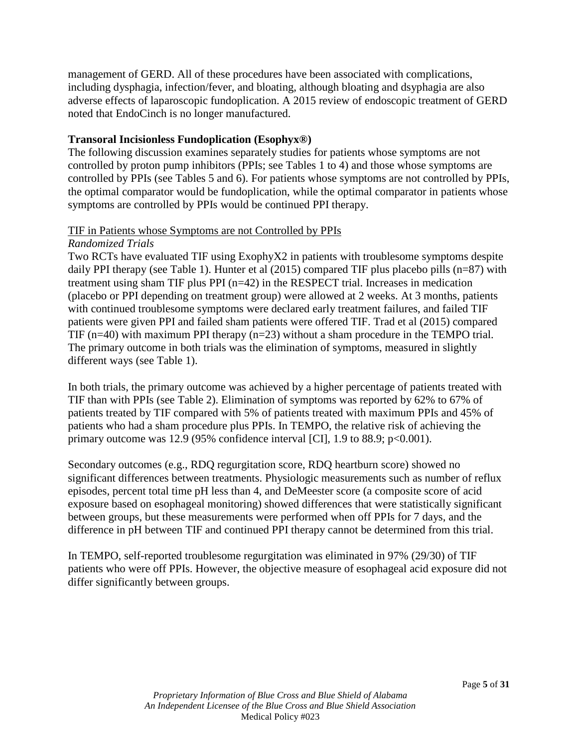management of GERD. All of these procedures have been associated with complications, including dysphagia, infection/fever, and bloating, although bloating and dsyphagia are also adverse effects of laparoscopic fundoplication. A 2015 review of endoscopic treatment of GERD noted that EndoCinch is no longer manufactured.

**Transoral Incisionless Fundoplication (Esophyx®)**

The following discussion examines separately studies for patients whose symptoms are not controlled by proton pump inhibitors (PPIs; see Tables 1 to 4) and those whose symptoms are controlled by PPIs (see Tables 5 and 6). For patients whose symptoms are not controlled by PPIs, the optimal comparator would be fundoplication, while the optimal comparator in patients whose symptoms are controlled by PPIs would be continued PPI therapy.

<u>TIF in Patients whose Symptoms are not Controlled by PPIs</u>

*Randomized Trials*

Two RCTs have evaluated TIF using ExophyX2 in patients with troublesome symptoms despite daily PPI therapy (see Table 1). Hunter et al (2015) compared TIF plus placebo pills (n=87) with treatment using sham TIF plus PPI (n=42) in the RESPECT trial. Increases in medication (placebo or PPI depending on treatment group) were allowed at 2 weeks. At 3 months, patients with continued troublesome symptoms were declared early treatment failures, and failed TIF patients were given PPI and failed sham patients were offered TIF. Trad et al (2015) compared TIF (n=40) with maximum PPI therapy (n=23) without a sham procedure in the TEMPO trial. The primary outcome in both trials was the elimination of symptoms, measured in slightly different ways (see Table 1).

In both trials, the primary outcome was achieved by a higher percentage of patients treated with TIF than with PPIs (see Table 2). Elimination of symptoms was reported by 62% to 67% of patients treated by TIF compared with 5% of patients treated with maximum PPIs and 45% of patients who had a sham procedure plus PPIs. In TEMPO, the relative risk of achieving the primary outcome was 12.9 (95% confidence interval [CI], 1.9 to 88.9; $p<0.001$).

Secondary outcomes (e.g., RDQ regurgitation score, RDQ heartburn score) showed no significant differences between treatments. Physiologic measurements such as number of reflux episodes, percent total time pH less than 4, and DeMeester score (a composite score of acid exposure based on esophageal monitoring) showed differences that were statistically significant between groups, but these measurements were performed when off PPIs for 7 days, and the difference in pH between TIF and continued PPI therapy cannot be determined from this trial.

In TEMPO, self-reported troublesome regurgitation was eliminated in 97% (29/30) of TIF patients who were off PPIs. However, the objective measure of esophageal acid exposure did not differ significantly between groups.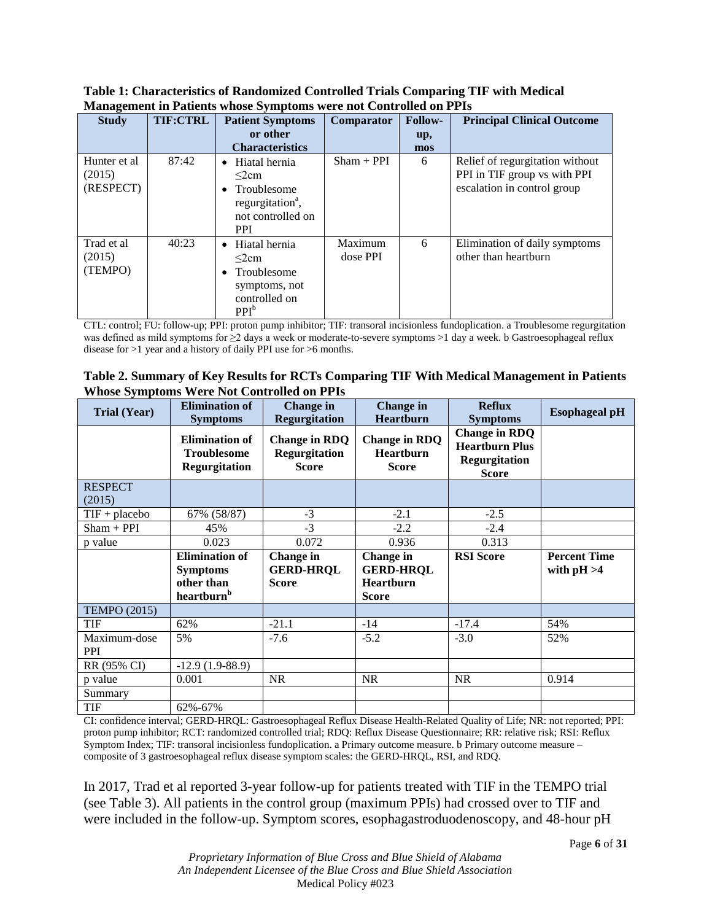**Table 1: Characteristics of Randomized Controlled Trials Comparing TIF with Medical Management in Patients whose Symptoms were not Controlled on PPIs**

| Study | TIF:CTRL | Patient Symptoms or other Characteristics | Comparator | Follow-up, mos | Principal Clinical Outcome |
|---|---|---|---|---|---|
| Hunter et al (2015) (RESPECT) | 87:42 | • Hiatal hernia ≤2cm<br>• Troublesome regurgitation[a], not controlled on PPI | Sham + PPI | 6 | Relief of regurgitation without PPI in TIF group vs with PPI escalation in control group |
| Trad et al (2015) (TEMPO) | 40:23 | • Hiatal hernia ≤2cm<br>• Troublesome symptoms, not controlled on PPI[b] | Maximum dose PPI | 6 | Elimination of daily symptoms other than heartburn |

CTL: control; FU: follow-up; PPI: proton pump inhibitor; TIF: transoral incisionless fundoplication. a Troublesome regurgitation was defined as mild symptoms for ≥2 days a week or moderate-to-severe symptoms >1 day a week. b Gastroesophageal reflux disease for >1 year and a history of daily PPI use for >6 months.

**Table 2. Summary of Key Results for RCTs Comparing TIF With Medical Management in Patients Whose Symptoms Were Not Controlled on PPIs**

| Trial (Year) | Elimination of Symptoms | Change in Regurgitation | Change in Heartburn | Reflux Symptoms | Esophageal pH |
|---|---|---|---|---|---|
| | **Elimination of Troublesome Regurgitation** | **Change in RDQ Regurgitation Score** | **Change in RDQ Heartburn Score** | **Change in RDQ Heartburn Plus Regurgitation Score** | |
| RESPECT (2015) | | | | | |
| TIF + placebo | 67% (58/87) | -3 | -2.1 | -2.5 | |
| Sham + PPI | 45% | -3 | -2.2 | -2.4 | |
| p value | 0.023 | 0.072 | 0.936 | 0.313 | |
| | **Elimination of Symptoms other than heartburn[b]** | **Change in GERD-HRQL Score** | **Change in GERD-HRQL Heartburn Score** | **RSI Score** | **Percent Time with pH >4** |
| TEMPO (2015) | | | | | |
| TIF | 62% | -21.1 | -14 | -17.4 | 54% |
| Maximum-dose PPI | 5% | -7.6 | -5.2 | -3.0 | 52% |
| RR (95% CI) | -12.9 (1.9-88.9) | | | | |
| p value | 0.001 | NR | NR | NR | 0.914 |
| Summary | | | | | |
| TIF | 62%-67% | | | | |

CI: confidence interval; GERD-HRQL: Gastroesophageal Reflux Disease Health-Related Quality of Life; NR: not reported; PPI: proton pump inhibitor; RCT: randomized controlled trial; RDQ: Reflux Disease Questionnaire; RR: relative risk; RSI: Reflux Symptom Index; TIF: transoral incisionless fundoplication. a Primary outcome measure. b Primary outcome measure – composite of 3 gastroesophageal reflux disease symptom scales: the GERD-HRQL, RSI, and RDQ.

In 2017, Trad et al reported 3-year follow-up for patients treated with TIF in the TEMPO trial (see Table 3). All patients in the control group (maximum PPIs) had crossed over to TIF and were included in the follow-up. Symptom scores, esophagastroduodenoscopy, and 48-hour pH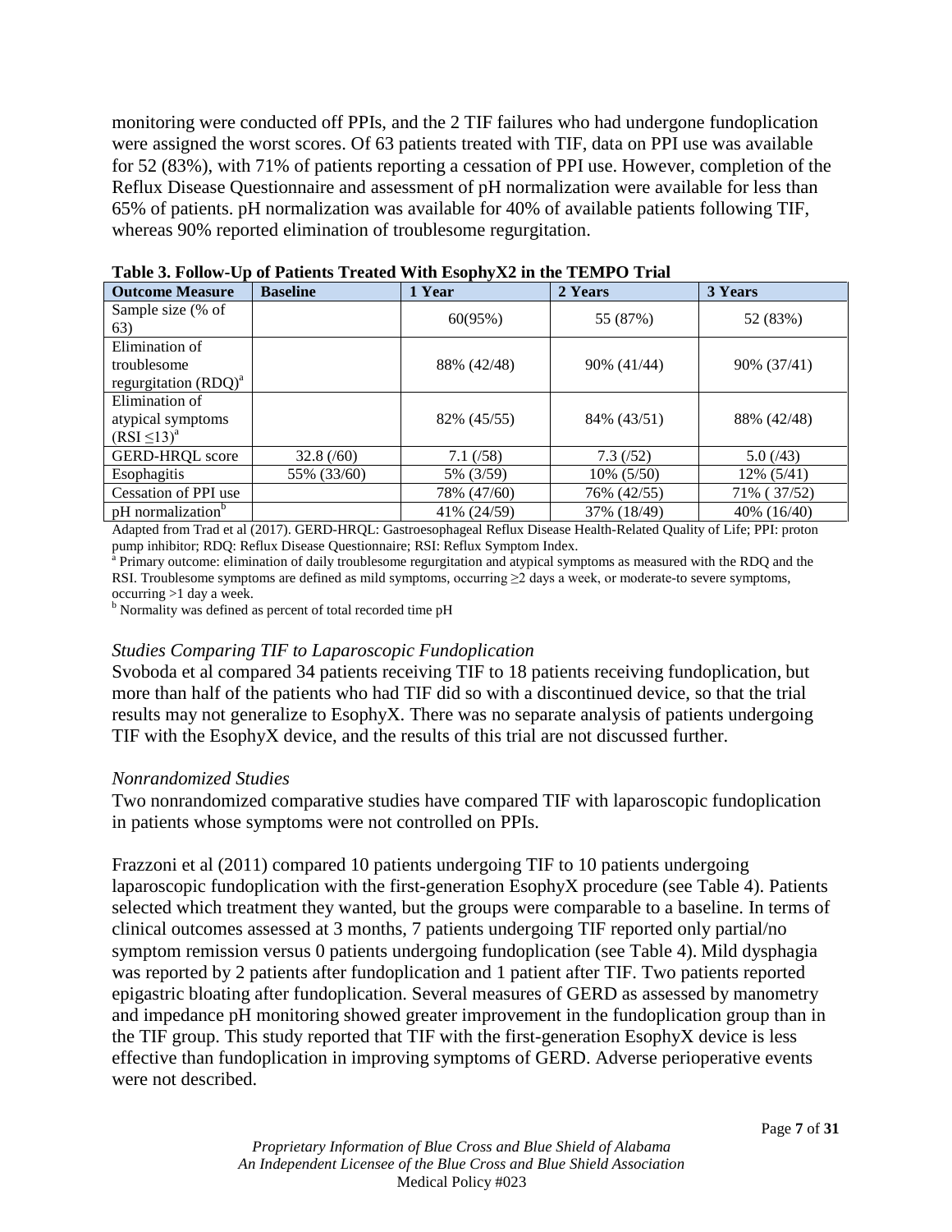monitoring were conducted off PPIs, and the 2 TIF failures who had undergone fundoplication were assigned the worst scores. Of 63 patients treated with TIF, data on PPI use was available for 52 (83%), with 71% of patients reporting a cessation of PPI use. However, completion of the Reflux Disease Questionnaire and assessment of pH normalization were available for less than 65% of patients. pH normalization was available for 40% of available patients following TIF, whereas 90% reported elimination of troublesome regurgitation.

**Table 3. Follow-Up of Patients Treated With EsophyX2 in the TEMPO Trial**

| Outcome Measure | Baseline | 1 Year | 2 Years | 3 Years |
|---|---|---|---|---|
| Sample size (% of 63) | | 60(95%) | 55 (87%) | 52 (83%) |
| Elimination of troublesome regurgitation (RDQ)[a] | | 88% (42/48) | 90% (41/44) | 90% (37/41) |
| Elimination of atypical symptoms (RSI ≤13)[a] | | 82% (45/55) | 84% (43/51) | 88% (42/48) |
| GERD-HRQL score | 32.8 (/60) | 7.1 (/58) | 7.3 (/52) | 5.0 (/43) |
| Esophagitis | 55% (33/60) | 5% (3/59) | 10% (5/50) | 12% (5/41) |
| Cessation of PPI use | | 78% (47/60) | 76% (42/55) | 71% ( 37/52) |
| pH normalization[b] | | 41% (24/59) | 37% (18/49) | 40% (16/40) |

Adapted from Trad et al (2017). GERD-HRQL: Gastroesophageal Reflux Disease Health-Related Quality of Life; PPI: proton pump inhibitor; RDQ: Reflux Disease Questionnaire; RSI: Reflux Symptom Index.
[a] Primary outcome: elimination of daily troublesome regurgitation and atypical symptoms as measured with the RDQ and the RSI. Troublesome symptoms are defined as mild symptoms, occurring ≥2 days a week, or moderate-to severe symptoms, occurring >1 day a week.
[b] Normality was defined as percent of total recorded time pH

*Studies Comparing TIF to Laparoscopic Fundoplication*

Svoboda et al compared 34 patients receiving TIF to 18 patients receiving fundoplication, but more than half of the patients who had TIF did so with a discontinued device, so that the trial results may not generalize to EsophyX. There was no separate analysis of patients undergoing TIF with the EsophyX device, and the results of this trial are not discussed further.

*Nonrandomized Studies*

Two nonrandomized comparative studies have compared TIF with laparoscopic fundoplication in patients whose symptoms were not controlled on PPIs.

Frazzoni et al (2011) compared 10 patients undergoing TIF to 10 patients undergoing laparoscopic fundoplication with the first-generation EsophyX procedure (see Table 4). Patients selected which treatment they wanted, but the groups were comparable to a baseline. In terms of clinical outcomes assessed at 3 months, 7 patients undergoing TIF reported only partial/no symptom remission versus 0 patients undergoing fundoplication (see Table 4). Mild dysphagia was reported by 2 patients after fundoplication and 1 patient after TIF. Two patients reported epigastric bloating after fundoplication. Several measures of GERD as assessed by manometry and impedance pH monitoring showed greater improvement in the fundoplication group than in the TIF group. This study reported that TIF with the first-generation EsophyX device is less effective than fundoplication in improving symptoms of GERD. Adverse perioperative events were not described.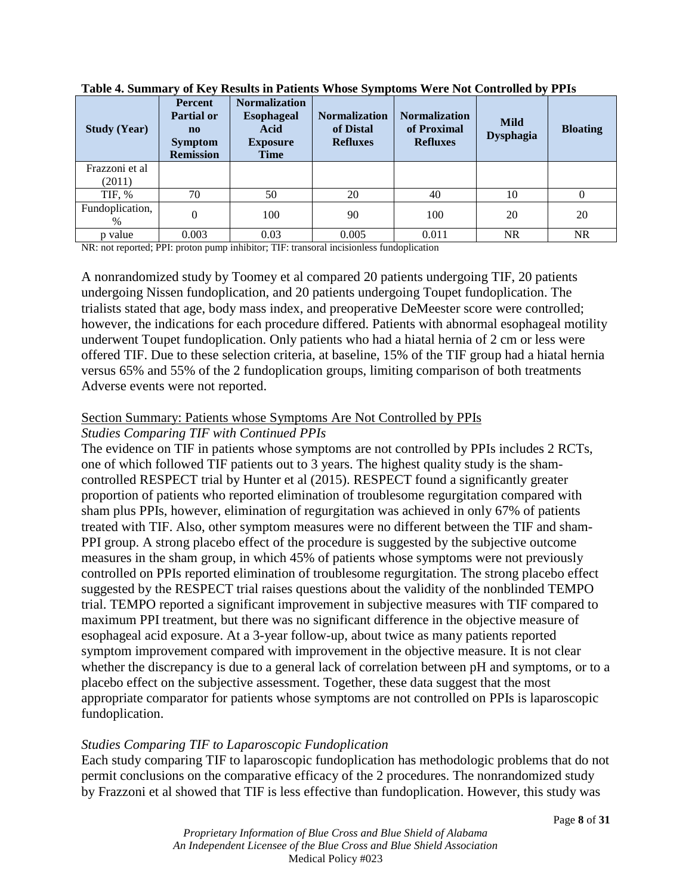**Table 4. Summary of Key Results in Patients Whose Symptoms Were Not Controlled by PPIs**

| Study (Year) | Percent Partial or no Symptom Remission | Normalization Esophageal Acid Exposure Time | Normalization of Distal Refluxes | Normalization of Proximal Refluxes | Mild Dysphagia | Bloating |
|---|---|---|---|---|---|---|
| Frazzoni et al (2011) | | | | | | |
| TIF, % | 70 | 50 | 20 | 40 | 10 | 0 |
| Fundoplication, % | 0 | 100 | 90 | 100 | 20 | 20 |
| p value | 0.003 | 0.03 | 0.005 | 0.011 | NR | NR |

NR: not reported; PPI: proton pump inhibitor; TIF: transoral incisionless fundoplication

A nonrandomized study by Toomey et al compared 20 patients undergoing TIF, 20 patients undergoing Nissen fundoplication, and 20 patients undergoing Toupet fundoplication. The trialists stated that age, body mass index, and preoperative DeMeester score were controlled; however, the indications for each procedure differed. Patients with abnormal esophageal motility underwent Toupet fundoplication. Only patients who had a hiatal hernia of 2 cm or less were offered TIF. Due to these selection criteria, at baseline, 15% of the TIF group had a hiatal hernia versus 65% and 55% of the 2 fundoplication groups, limiting comparison of both treatments Adverse events were not reported.

Section Summary: Patients whose Symptoms Are Not Controlled by PPIs

*Studies Comparing TIF with Continued PPIs*

The evidence on TIF in patients whose symptoms are not controlled by PPIs includes 2 RCTs, one of which followed TIF patients out to 3 years. The highest quality study is the sham-controlled RESPECT trial by Hunter et al (2015). RESPECT found a significantly greater proportion of patients who reported elimination of troublesome regurgitation compared with sham plus PPIs, however, elimination of regurgitation was achieved in only 67% of patients treated with TIF. Also, other symptom measures were no different between the TIF and sham-PPI group. A strong placebo effect of the procedure is suggested by the subjective outcome measures in the sham group, in which 45% of patients whose symptoms were not previously controlled on PPIs reported elimination of troublesome regurgitation. The strong placebo effect suggested by the RESPECT trial raises questions about the validity of the nonblinded TEMPO trial. TEMPO reported a significant improvement in subjective measures with TIF compared to maximum PPI treatment, but there was no significant difference in the objective measure of esophageal acid exposure. At a 3-year follow-up, about twice as many patients reported symptom improvement compared with improvement in the objective measure. It is not clear whether the discrepancy is due to a general lack of correlation between pH and symptoms, or to a placebo effect on the subjective assessment. Together, these data suggest that the most appropriate comparator for patients whose symptoms are not controlled on PPIs is laparoscopic fundoplication.

*Studies Comparing TIF to Laparoscopic Fundoplication*

Each study comparing TIF to laparoscopic fundoplication has methodologic problems that do not permit conclusions on the comparative efficacy of the 2 procedures. The nonrandomized study by Frazzoni et al showed that TIF is less effective than fundoplication. However, this study was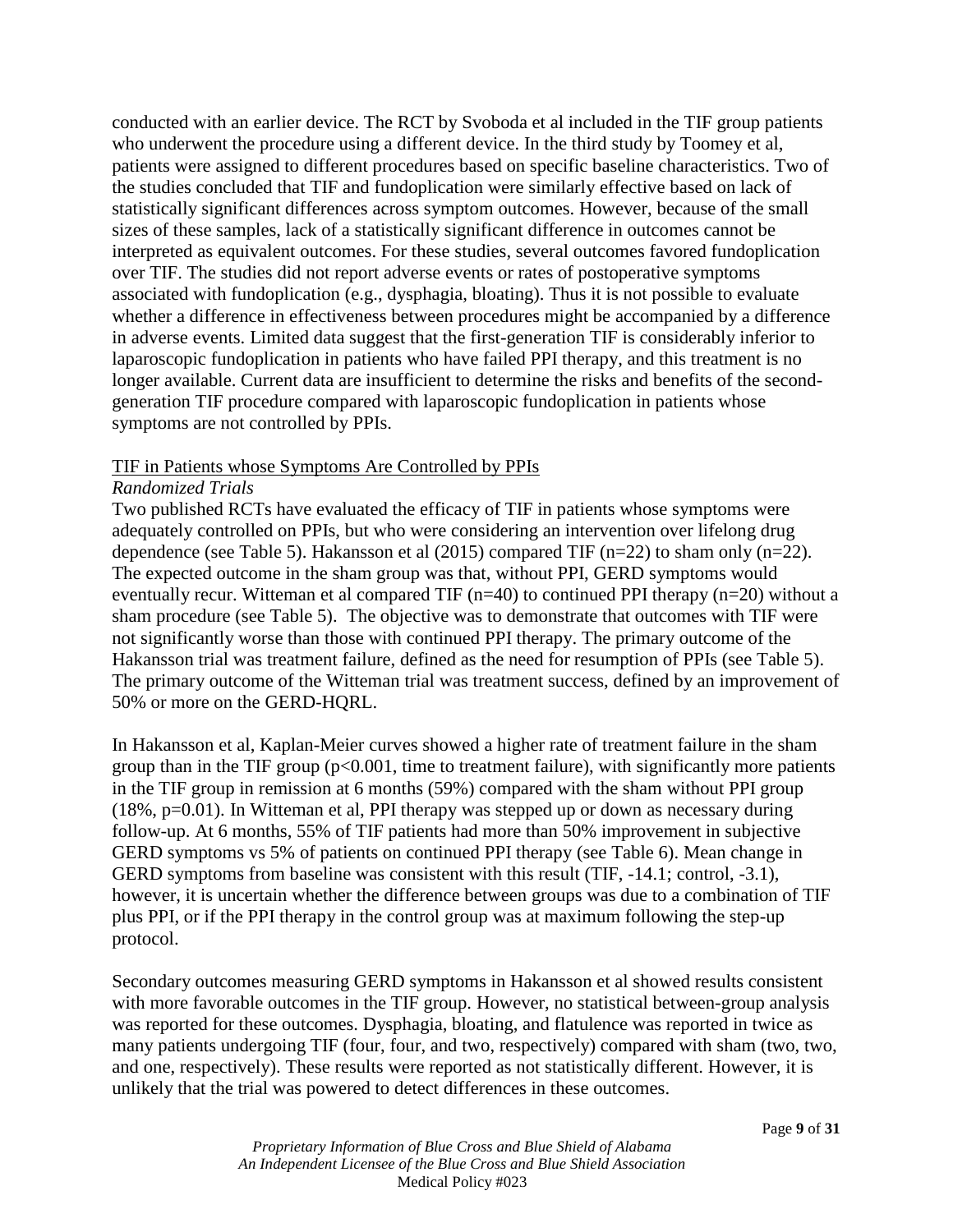conducted with an earlier device. The RCT by Svoboda et al included in the TIF group patients who underwent the procedure using a different device. In the third study by Toomey et al, patients were assigned to different procedures based on specific baseline characteristics. Two of the studies concluded that TIF and fundoplication were similarly effective based on lack of statistically significant differences across symptom outcomes. However, because of the small sizes of these samples, lack of a statistically significant difference in outcomes cannot be interpreted as equivalent outcomes. For these studies, several outcomes favored fundoplication over TIF. The studies did not report adverse events or rates of postoperative symptoms associated with fundoplication (e.g., dysphagia, bloating). Thus it is not possible to evaluate whether a difference in effectiveness between procedures might be accompanied by a difference in adverse events. Limited data suggest that the first-generation TIF is considerably inferior to laparoscopic fundoplication in patients who have failed PPI therapy, and this treatment is no longer available. Current data are insufficient to determine the risks and benefits of the second-generation TIF procedure compared with laparoscopic fundoplication in patients whose symptoms are not controlled by PPIs.

TIF in Patients whose Symptoms Are Controlled by PPIs

*Randomized Trials*

Two published RCTs have evaluated the efficacy of TIF in patients whose symptoms were adequately controlled on PPIs, but who were considering an intervention over lifelong drug dependence (see Table 5). Hakansson et al (2015) compared TIF (n=22) to sham only (n=22). The expected outcome in the sham group was that, without PPI, GERD symptoms would eventually recur. Witteman et al compared TIF (n=40) to continued PPI therapy (n=20) without a sham procedure (see Table 5). The objective was to demonstrate that outcomes with TIF were not significantly worse than those with continued PPI therapy. The primary outcome of the Hakansson trial was treatment failure, defined as the need for resumption of PPIs (see Table 5). The primary outcome of the Witteman trial was treatment success, defined by an improvement of 50% or more on the GERD-HQRL.

In Hakansson et al, Kaplan-Meier curves showed a higher rate of treatment failure in the sham group than in the TIF group ($p<0.001$, time to treatment failure), with significantly more patients in the TIF group in remission at 6 months (59%) compared with the sham without PPI group (18%, $p=0.01$). In Witteman et al, PPI therapy was stepped up or down as necessary during follow-up. At 6 months, 55% of TIF patients had more than 50% improvement in subjective GERD symptoms vs 5% of patients on continued PPI therapy (see Table 6). Mean change in GERD symptoms from baseline was consistent with this result (TIF, -14.1; control, -3.1), however, it is uncertain whether the difference between groups was due to a combination of TIF plus PPI, or if the PPI therapy in the control group was at maximum following the step-up protocol.

Secondary outcomes measuring GERD symptoms in Hakansson et al showed results consistent with more favorable outcomes in the TIF group. However, no statistical between-group analysis was reported for these outcomes. Dysphagia, bloating, and flatulence was reported in twice as many patients undergoing TIF (four, four, and two, respectively) compared with sham (two, two, and one, respectively). These results were reported as not statistically different. However, it is unlikely that the trial was powered to detect differences in these outcomes.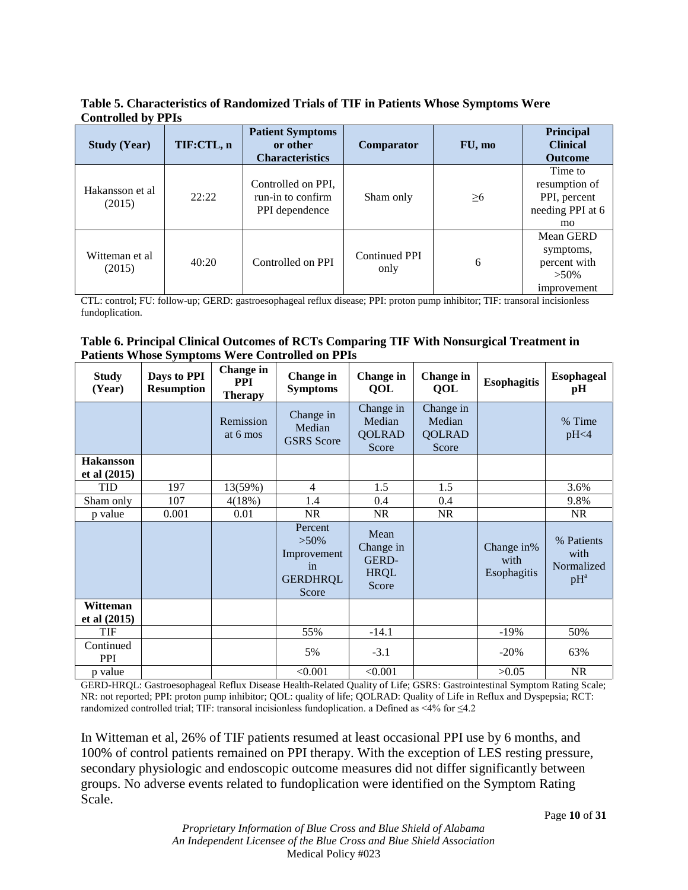**Table 5. Characteristics of Randomized Trials of TIF in Patients Whose Symptoms Were Controlled by PPIs**

| Study (Year) | TIF:CTL, n | Patient Symptoms or other Characteristics | Comparator | FU, mo | Principal Clinical Outcome |
|---|---|---|---|---|---|
| Hakansson et al (2015) | 22:22 | Controlled on PPI, run-in to confirm PPI dependence | Sham only | ≥6 | Time to resumption of PPI, percent needing PPI at 6 mo |
| Witteman et al (2015) | 40:20 | Controlled on PPI | Continued PPI only | 6 | Mean GERD symptoms, percent with >50% improvement |

CTL: control; FU: follow-up; GERD: gastroesophageal reflux disease; PPI: proton pump inhibitor; TIF: transoral incisionless fundoplication.

**Table 6. Principal Clinical Outcomes of RCTs Comparing TIF With Nonsurgical Treatment in Patients Whose Symptoms Were Controlled on PPIs**

| Study (Year) | Days to PPI Resumption | Change in PPI Therapy | Change in Symptoms | Change in QOL | Change in QOL | Esophagitis | Esophageal pH |
|---|---|---|---|---|---|---|---|
| | | Remission at 6 mos | Change in Median GSRS Score | Change in Median QOLRAD Score | Change in Median QOLRAD Score | | % Time pH<4 |
| **Hakansson et al (2015)** | | | | | | | |
| TID | 197 | 13(59%) | 4 | 1.5 | 1.5 | | 3.6% |
| Sham only | 107 | 4(18%) | 1.4 | 0.4 | 0.4 | | 9.8% |
| p value | 0.001 | 0.01 | NR | NR | NR | | NR |
| | | | Percent >50% Improvement in GERDHRQL Score | Mean Change in GERD-HRQL Score | | Change in% with Esophagitis | % Patients with Normalized pH[a] |
| **Witteman et al (2015)** | | | | | | | |
| TIF | | | 55% | -14.1 | | -19% | 50% |
| Continued PPI | | | 5% | -3.1 | | -20% | 63% |
| p value | | | <0.001 | <0.001 | | >0.05 | NR |

GERD-HRQL: Gastroesophageal Reflux Disease Health-Related Quality of Life; GSRS: Gastrointestinal Symptom Rating Scale; NR: not reported; PPI: proton pump inhibitor; QOL: quality of life; QOLRAD: Quality of Life in Reflux and Dyspepsia; RCT: randomized controlled trial; TIF: transoral incisionless fundoplication. a Defined as <4% for ≤4.2

In Witteman et al, 26% of TIF patients resumed at least occasional PPI use by 6 months, and 100% of control patients remained on PPI therapy. With the exception of LES resting pressure, secondary physiologic and endoscopic outcome measures did not differ significantly between groups. No adverse events related to fundoplication were identified on the Symptom Rating Scale.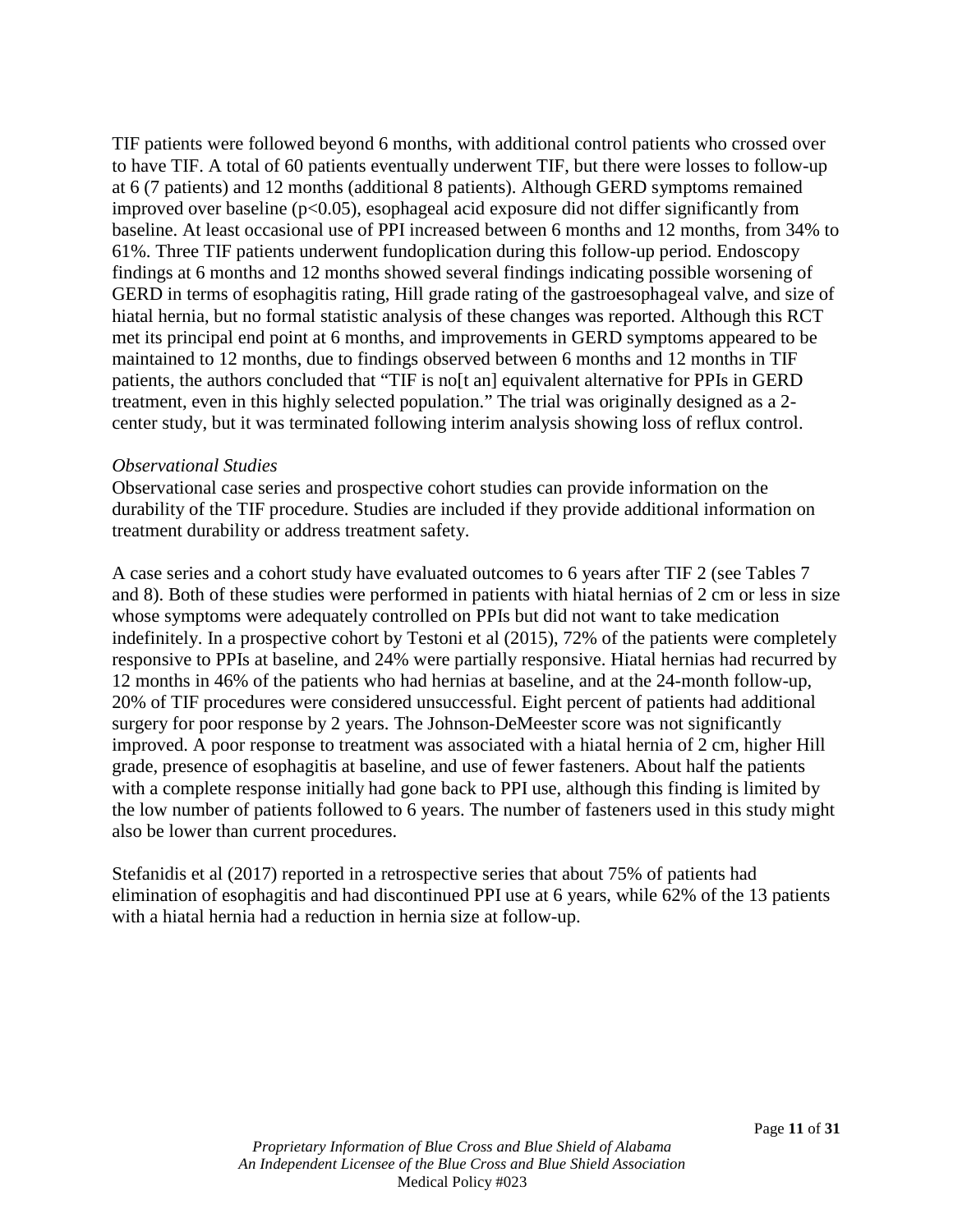TIF patients were followed beyond 6 months, with additional control patients who crossed over to have TIF. A total of 60 patients eventually underwent TIF, but there were losses to follow-up at 6 (7 patients) and 12 months (additional 8 patients). Although GERD symptoms remained improved over baseline ($p<0.05$), esophageal acid exposure did not differ significantly from baseline. At least occasional use of PPI increased between 6 months and 12 months, from 34% to 61%. Three TIF patients underwent fundoplication during this follow-up period. Endoscopy findings at 6 months and 12 months showed several findings indicating possible worsening of GERD in terms of esophagitis rating, Hill grade rating of the gastroesophageal valve, and size of hiatal hernia, but no formal statistic analysis of these changes was reported. Although this RCT met its principal end point at 6 months, and improvements in GERD symptoms appeared to be maintained to 12 months, due to findings observed between 6 months and 12 months in TIF patients, the authors concluded that "TIF is no[t an] equivalent alternative for PPIs in GERD treatment, even in this highly selected population." The trial was originally designed as a 2-center study, but it was terminated following interim analysis showing loss of reflux control.

*Observational Studies*

Observational case series and prospective cohort studies can provide information on the durability of the TIF procedure. Studies are included if they provide additional information on treatment durability or address treatment safety.

A case series and a cohort study have evaluated outcomes to 6 years after TIF 2 (see Tables 7 and 8). Both of these studies were performed in patients with hiatal hernias of 2 cm or less in size whose symptoms were adequately controlled on PPIs but did not want to take medication indefinitely. In a prospective cohort by Testoni et al (2015), 72% of the patients were completely responsive to PPIs at baseline, and 24% were partially responsive. Hiatal hernias had recurred by 12 months in 46% of the patients who had hernias at baseline, and at the 24-month follow-up, 20% of TIF procedures were considered unsuccessful. Eight percent of patients had additional surgery for poor response by 2 years. The Johnson-DeMeester score was not significantly improved. A poor response to treatment was associated with a hiatal hernia of 2 cm, higher Hill grade, presence of esophagitis at baseline, and use of fewer fasteners. About half the patients with a complete response initially had gone back to PPI use, although this finding is limited by the low number of patients followed to 6 years. The number of fasteners used in this study might also be lower than current procedures.

Stefanidis et al (2017) reported in a retrospective series that about 75% of patients had elimination of esophagitis and had discontinued PPI use at 6 years, while 62% of the 13 patients with a hiatal hernia had a reduction in hernia size at follow-up.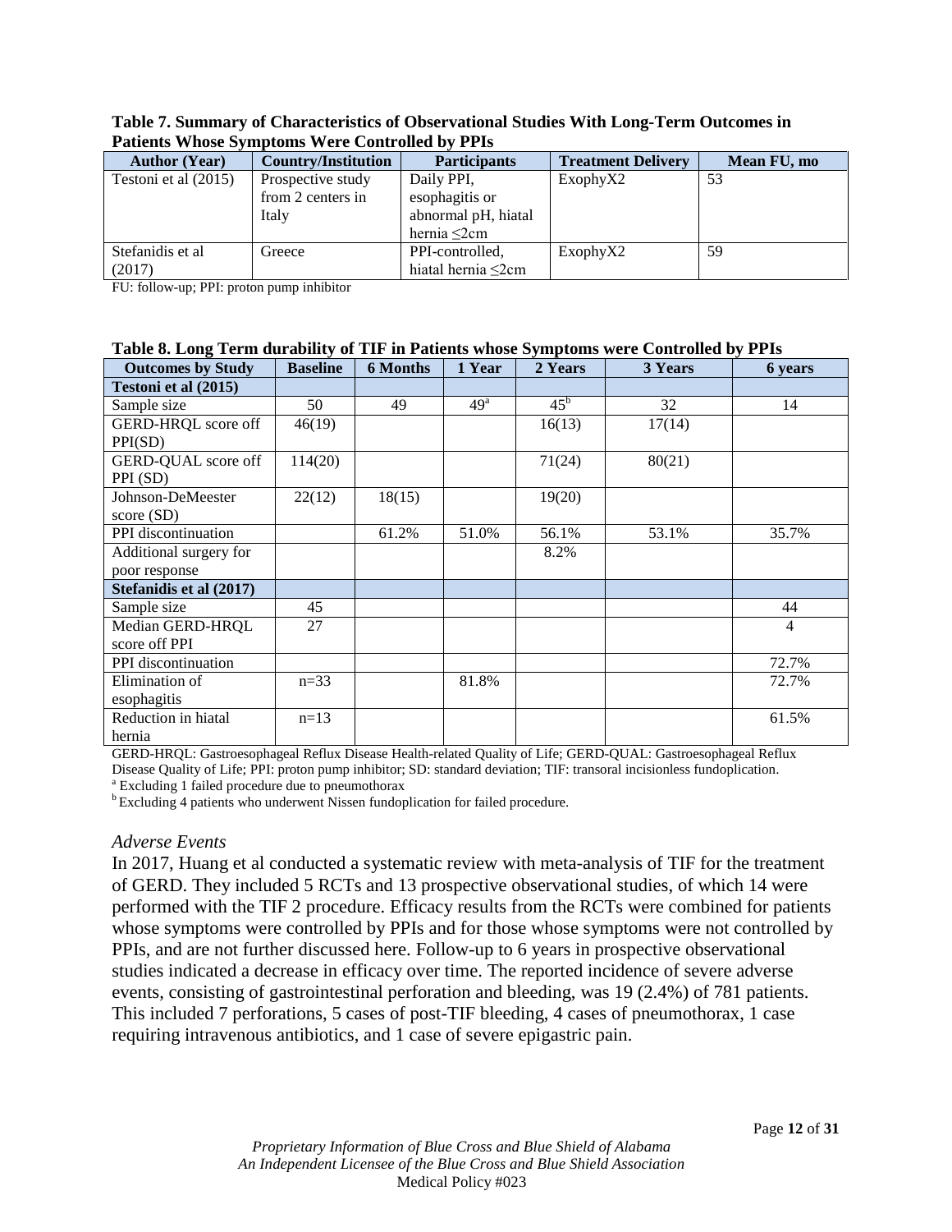**Table 7. Summary of Characteristics of Observational Studies With Long-Term Outcomes in Patients Whose Symptoms Were Controlled by PPIs**

| Author (Year) | Country/Institution | Participants | Treatment Delivery | Mean FU, mo |
|---|---|---|---|---|
| Testoni et al (2015) | Prospective study from 2 centers in Italy | Daily PPI, esophagitis or abnormal pH, hiatal hernia ≤2cm | ExophyX2 | 53 |
| Stefanidis et al (2017) | Greece | PPI-controlled, hiatal hernia ≤2cm | ExophyX2 | 59 |

FU: follow-up; PPI: proton pump inhibitor

**Table 8. Long Term durability of TIF in Patients whose Symptoms were Controlled by PPIs**

| Outcomes by Study | Baseline | 6 Months | 1 Year | 2 Years | 3 Years | 6 years |
|---|---|---|---|---|---|---|
| **Testoni et al (2015)** | | | | | | |
| Sample size | 50 | 49 | 49[a] | 45[b] | 32 | 14 |
| GERD-HRQL score off PPI(SD) | 46(19) | | | 16(13) | 17(14) | |
| GERD-QUAL score off PPI (SD) | 114(20) | | | 71(24) | 80(21) | |
| Johnson-DeMeester score (SD) | 22(12) | 18(15) | | 19(20) | | |
| PPI discontinuation | | 61.2% | 51.0% | 56.1% | 53.1% | 35.7% |
| Additional surgery for poor response | | | | 8.2% | | |
| **Stefanidis et al (2017)** | | | | | | |
| Sample size | 45 | | | | | 44 |
| Median GERD-HRQL score off PPI | 27 | | | | | 4 |
| PPI discontinuation | | | | | | 72.7% |
| Elimination of esophagitis | n=33 | | 81.8% | | | 72.7% |
| Reduction in hiatal hernia | n=13 | | | | | 61.5% |

GERD-HRQL: Gastroesophageal Reflux Disease Health-related Quality of Life; GERD-QUAL: Gastroesophageal Reflux Disease Quality of Life; PPI: proton pump inhibitor; SD: standard deviation; TIF: transoral incisionless fundoplication.
[a] Excluding 1 failed procedure due to pneumothorax
[b] Excluding 4 patients who underwent Nissen fundoplication for failed procedure.

*Adverse Events*

In 2017, Huang et al conducted a systematic review with meta-analysis of TIF for the treatment of GERD. They included 5 RCTs and 13 prospective observational studies, of which 14 were performed with the TIF 2 procedure. Efficacy results from the RCTs were combined for patients whose symptoms were controlled by PPIs and for those whose symptoms were not controlled by PPIs, and are not further discussed here. Follow-up to 6 years in prospective observational studies indicated a decrease in efficacy over time. The reported incidence of severe adverse events, consisting of gastrointestinal perforation and bleeding, was 19 (2.4%) of 781 patients. This included 7 perforations, 5 cases of post-TIF bleeding, 4 cases of pneumothorax, 1 case requiring intravenous antibiotics, and 1 case of severe epigastric pain.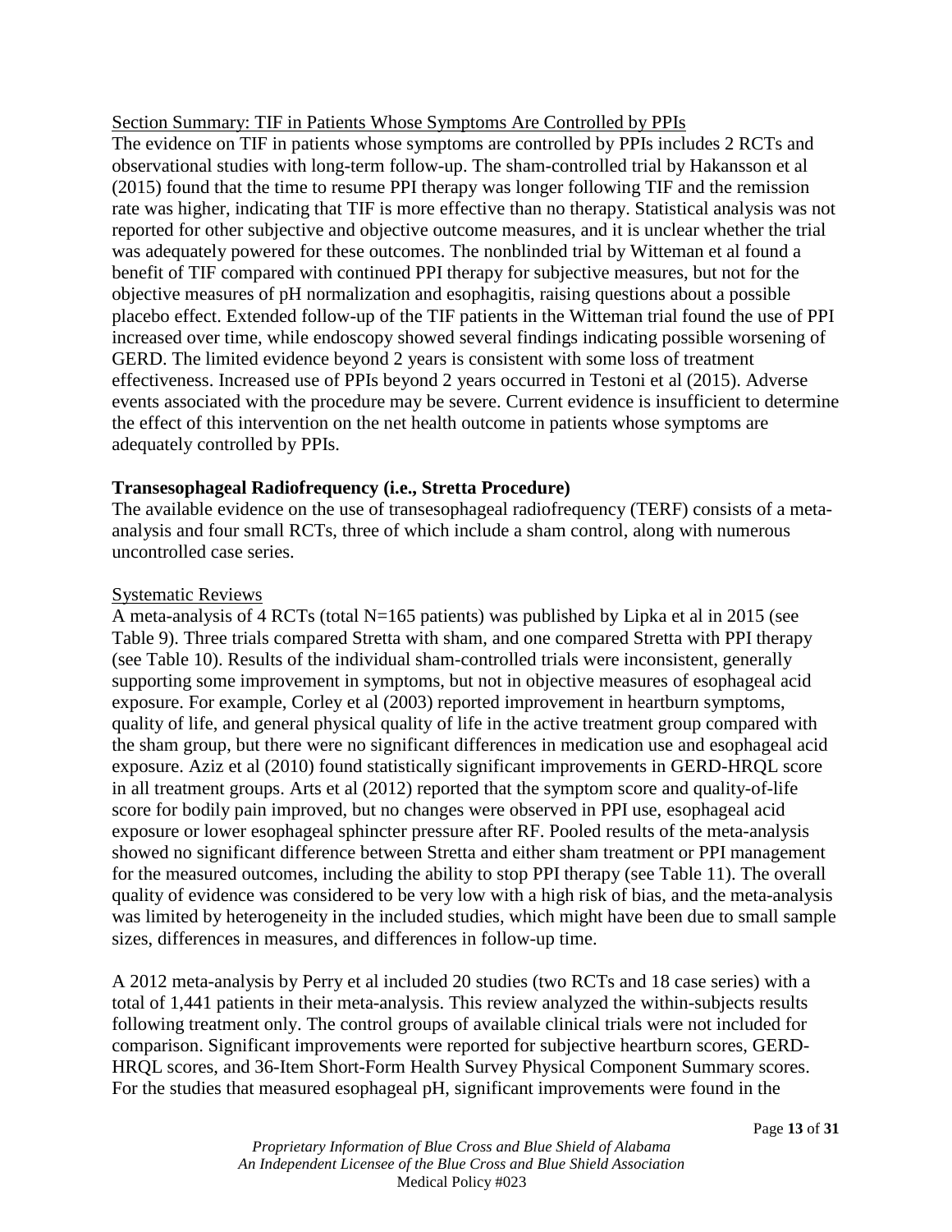Section Summary: TIF in Patients Whose Symptoms Are Controlled by PPIs

The evidence on TIF in patients whose symptoms are controlled by PPIs includes 2 RCTs and observational studies with long-term follow-up. The sham-controlled trial by Hakansson et al (2015) found that the time to resume PPI therapy was longer following TIF and the remission rate was higher, indicating that TIF is more effective than no therapy. Statistical analysis was not reported for other subjective and objective outcome measures, and it is unclear whether the trial was adequately powered for these outcomes. The nonblinded trial by Witteman et al found a benefit of TIF compared with continued PPI therapy for subjective measures, but not for the objective measures of pH normalization and esophagitis, raising questions about a possible placebo effect. Extended follow-up of the TIF patients in the Witteman trial found the use of PPI increased over time, while endoscopy showed several findings indicating possible worsening of GERD. The limited evidence beyond 2 years is consistent with some loss of treatment effectiveness. Increased use of PPIs beyond 2 years occurred in Testoni et al (2015). Adverse events associated with the procedure may be severe. Current evidence is insufficient to determine the effect of this intervention on the net health outcome in patients whose symptoms are adequately controlled by PPIs.

**Transesophageal Radiofrequency (i.e., Stretta Procedure)**

The available evidence on the use of transesophageal radiofrequency (TERF) consists of a meta-analysis and four small RCTs, three of which include a sham control, along with numerous uncontrolled case series.

Systematic Reviews

A meta-analysis of 4 RCTs (total N=165 patients) was published by Lipka et al in 2015 (see Table 9). Three trials compared Stretta with sham, and one compared Stretta with PPI therapy (see Table 10). Results of the individual sham-controlled trials were inconsistent, generally supporting some improvement in symptoms, but not in objective measures of esophageal acid exposure. For example, Corley et al (2003) reported improvement in heartburn symptoms, quality of life, and general physical quality of life in the active treatment group compared with the sham group, but there were no significant differences in medication use and esophageal acid exposure. Aziz et al (2010) found statistically significant improvements in GERD-HRQL score in all treatment groups. Arts et al (2012) reported that the symptom score and quality-of-life score for bodily pain improved, but no changes were observed in PPI use, esophageal acid exposure or lower esophageal sphincter pressure after RF. Pooled results of the meta-analysis showed no significant difference between Stretta and either sham treatment or PPI management for the measured outcomes, including the ability to stop PPI therapy (see Table 11). The overall quality of evidence was considered to be very low with a high risk of bias, and the meta-analysis was limited by heterogeneity in the included studies, which might have been due to small sample sizes, differences in measures, and differences in follow-up time.

A 2012 meta-analysis by Perry et al included 20 studies (two RCTs and 18 case series) with a total of 1,441 patients in their meta-analysis. This review analyzed the within-subjects results following treatment only. The control groups of available clinical trials were not included for comparison. Significant improvements were reported for subjective heartburn scores, GERD-HRQL scores, and 36-Item Short-Form Health Survey Physical Component Summary scores. For the studies that measured esophageal pH, significant improvements were found in the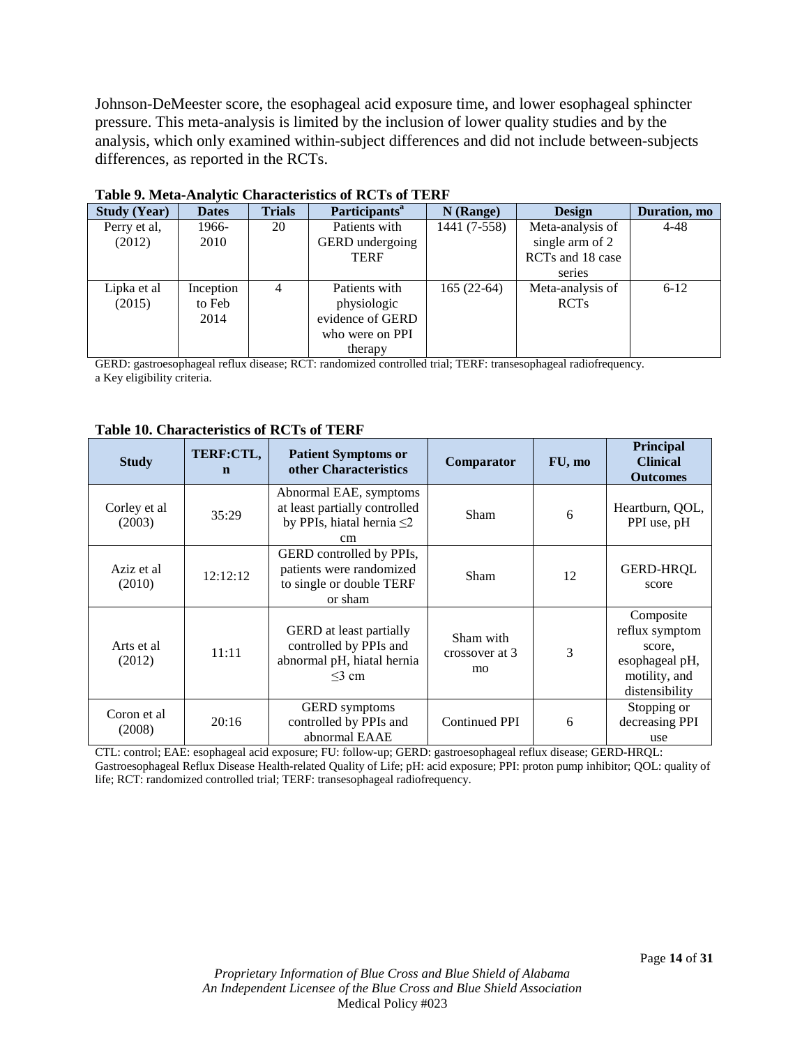Johnson-DeMeester score, the esophageal acid exposure time, and lower esophageal sphincter pressure. This meta-analysis is limited by the inclusion of lower quality studies and by the analysis, which only examined within-subject differences and did not include between-subjects differences, as reported in the RCTs.

**Table 9. Meta-Analytic Characteristics of RCTs of TERF**

| Study (Year) | Dates | Trials | Participants[a] | N (Range) | Design | Duration, mo |
|---|---|---|---|---|---|---|
| Perry et al, (2012) | 1966-2010 | 20 | Patients with GERD undergoing TERF | 1441 (7-558) | Meta-analysis of single arm of 2 RCTs and 18 case series | 4-48 |
| Lipka et al (2015) | Inception to Feb 2014 | 4 | Patients with physiologic evidence of GERD who were on PPI therapy | 165 (22-64) | Meta-analysis of RCTs | 6-12 |

GERD: gastroesophageal reflux disease; RCT: randomized controlled trial; TERF: transesophageal radiofrequency.
a Key eligibility criteria.

**Table 10. Characteristics of RCTs of TERF**

| Study | TERF:CTL, n | Patient Symptoms or other Characteristics | Comparator | FU, mo | Principal Clinical Outcomes |
|---|---|---|---|---|---|
| Corley et al (2003) | 35:29 | Abnormal EAE, symptoms at least partially controlled by PPIs, hiatal hernia ≤2 cm | Sham | 6 | Heartburn, QOL, PPI use, pH |
| Aziz et al (2010) | 12:12:12 | GERD controlled by PPIs, patients were randomized to single or double TERF or sham | Sham | 12 | GERD-HRQL score |
| Arts et al (2012) | 11:11 | GERD at least partially controlled by PPIs and abnormal pH, hiatal hernia ≤3 cm | Sham with crossover at 3 mo | 3 | Composite reflux symptom score, esophageal pH, motility, and distensibility |
| Coron et al (2008) | 20:16 | GERD symptoms controlled by PPIs and abnormal EAAE | Continued PPI | 6 | Stopping or decreasing PPI use |

CTL: control; EAE: esophageal acid exposure; FU: follow-up; GERD: gastroesophageal reflux disease; GERD-HRQL: Gastroesophageal Reflux Disease Health-related Quality of Life; pH: acid exposure; PPI: proton pump inhibitor; QOL: quality of life; RCT: randomized controlled trial; TERF: transesophageal radiofrequency.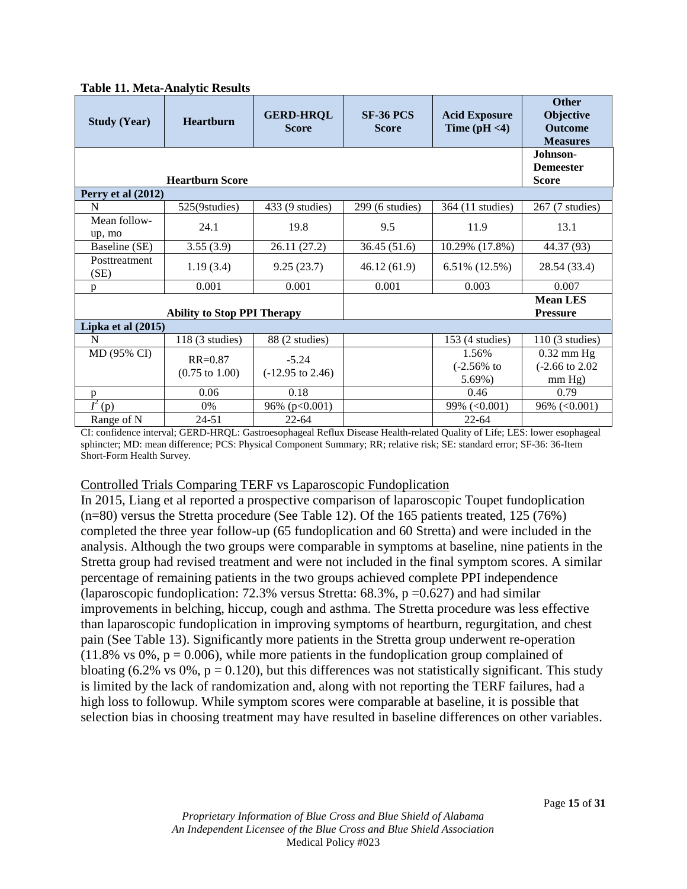**Table 11. Meta-Analytic Results**

| Study (Year) | Heartburn | GERD-HRQL Score | SF-36 PCS Score | Acid Exposure Time (pH <4) | Other Objective Outcome Measures |
|---|---|---|---|---|---|
| | **Heartburn Score** | | | | **Johnson-Demeester Score** |
| **Perry et al (2012)** | | | | | |
| N | 525(9studies) | 433 (9 studies) | 299 (6 studies) | 364 (11 studies) | 267 (7 studies) |
| Mean follow-up, mo | 24.1 | 19.8 | 9.5 | 11.9 | 13.1 |
| Baseline (SE) | 3.55 (3.9) | 26.11 (27.2) | 36.45 (51.6) | 10.29% (17.8%) | 44.37 (93) |
| Posttreatment (SE) | 1.19 (3.4) | 9.25 (23.7) | 46.12 (61.9) | 6.51% (12.5%) | 28.54 (33.4) |
| p | 0.001 | 0.001 | 0.001 | 0.003 | 0.007 |
| | **Ability to Stop PPI Therapy** | | | | **Mean LES Pressure** |
| **Lipka et al (2015)** | | | | | |
| N | 118 (3 studies) | 88 (2 studies) | | 153 (4 studies) | 110 (3 studies) |
| MD (95% CI) | RR=0.87 (0.75 to 1.00) | -5.24 (-12.95 to 2.46) | | 1.56% (-2.56% to 5.69%) | 0.32 mm Hg (-2.66 to 2.02 mm Hg) |
| p | 0.06 | 0.18 | | 0.46 | 0.79 |
| $I^2$ (p) | 0% | 96% (p<0.001) | | 99% (<0.001) | 96% (<0.001) |
| Range of N | 24-51 | 22-64 | | 22-64 | |

CI: confidence interval; GERD-HRQL: Gastroesophageal Reflux Disease Health-related Quality of Life; LES: lower esophageal sphincter; MD: mean difference; PCS: Physical Component Summary; RR; relative risk; SE: standard error; SF-36: 36-Item Short-Form Health Survey.

Controlled Trials Comparing TERF vs Laparoscopic Fundoplication

In 2015, Liang et al reported a prospective comparison of laparoscopic Toupet fundoplication (n=80) versus the Stretta procedure (See Table 12). Of the 165 patients treated, 125 (76%) completed the three year follow-up (65 fundoplication and 60 Stretta) and were included in the analysis. Although the two groups were comparable in symptoms at baseline, nine patients in the Stretta group had revised treatment and were not included in the final symptom scores. A similar percentage of remaining patients in the two groups achieved complete PPI independence (laparoscopic fundoplication: 72.3% versus Stretta: 68.3%, p =0.627) and had similar improvements in belching, hiccup, cough and asthma. The Stretta procedure was less effective than laparoscopic fundoplication in improving symptoms of heartburn, regurgitation, and chest pain (See Table 13). Significantly more patients in the Stretta group underwent re-operation (11.8% vs 0%, p = 0.006), while more patients in the fundoplication group complained of bloating (6.2% vs 0%, p = 0.120), but this differences was not statistically significant. This study is limited by the lack of randomization and, along with not reporting the TERF failures, had a high loss to followup. While symptom scores were comparable at baseline, it is possible that selection bias in choosing treatment may have resulted in baseline differences on other variables.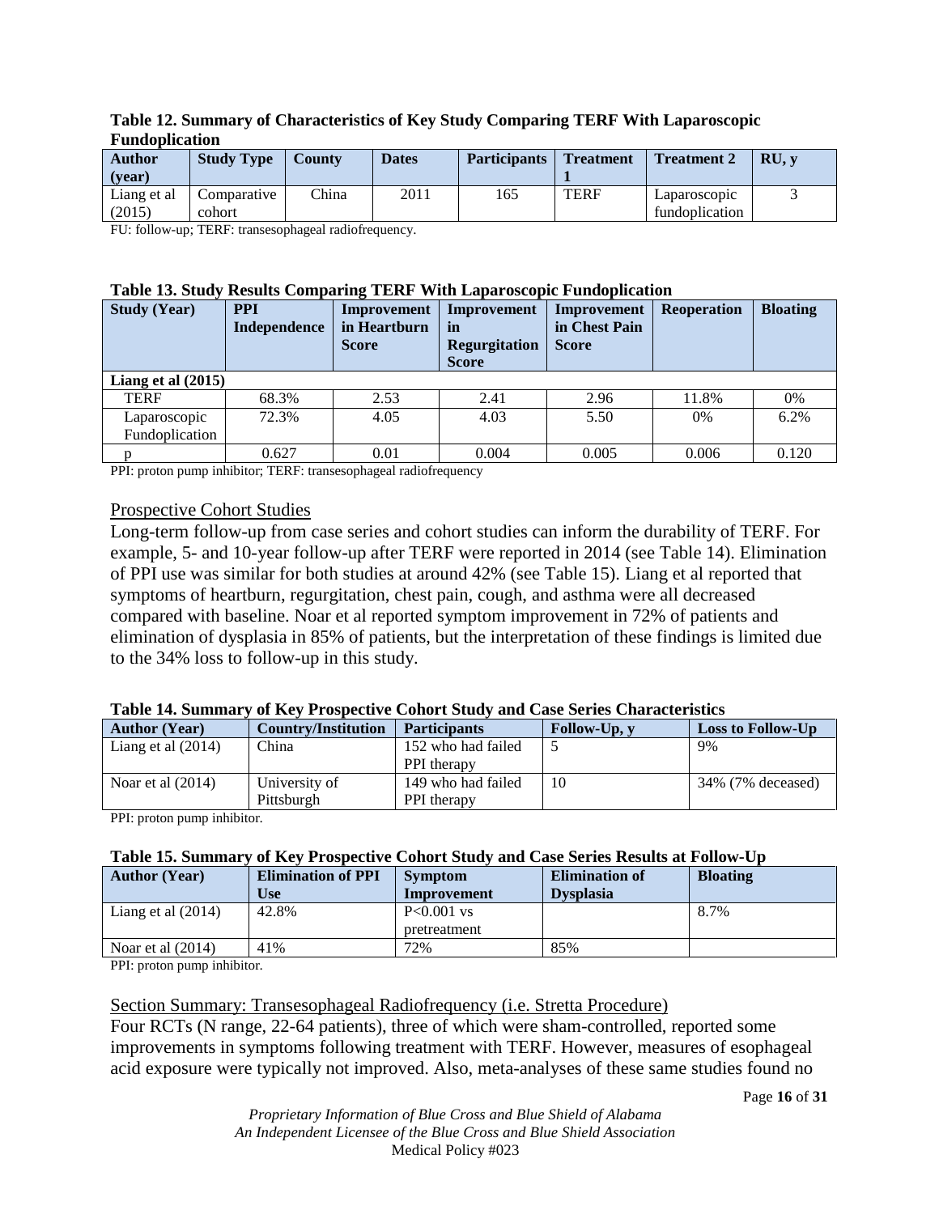**Table 12. Summary of Characteristics of Key Study Comparing TERF With Laparoscopic Fundoplication**

| Author (year) | Study Type | County | Dates | Participants | Treatment 1 | Treatment 2 | RU, y |
|---|---|---|---|---|---|---|---|
| Liang et al (2015) | Comparative cohort | China | 2011 | 165 | TERF | Laparoscopic fundoplication | 3 |

FU: follow-up; TERF: transesophageal radiofrequency.

**Table 13. Study Results Comparing TERF With Laparoscopic Fundoplication**

| Study (Year) | PPI Independence | Improvement in Heartburn Score | Improvement in Regurgitation Score | Improvement in Chest Pain Score | Reoperation | Bloating |
|---|---|---|---|---|---|---|
| **Liang et al (2015)** | | | | | | |
| TERF | 68.3% | 2.53 | 2.41 | 2.96 | 11.8% | 0% |
| Laparoscopic Fundoplication | 72.3% | 4.05 | 4.03 | 5.50 | 0% | 6.2% |
| p | 0.627 | 0.01 | 0.004 | 0.005 | 0.006 | 0.120 |

PPI: proton pump inhibitor; TERF: transesophageal radiofrequency

Prospective Cohort Studies

Long-term follow-up from case series and cohort studies can inform the durability of TERF. For example, 5- and 10-year follow-up after TERF were reported in 2014 (see Table 14). Elimination of PPI use was similar for both studies at around 42% (see Table 15). Liang et al reported that symptoms of heartburn, regurgitation, chest pain, cough, and asthma were all decreased compared with baseline. Noar et al reported symptom improvement in 72% of patients and elimination of dysplasia in 85% of patients, but the interpretation of these findings is limited due to the 34% loss to follow-up in this study.

**Table 14. Summary of Key Prospective Cohort Study and Case Series Characteristics**

| Author (Year) | Country/Institution | Participants | Follow-Up, y | Loss to Follow-Up |
|---|---|---|---|---|
| Liang et al (2014) | China | 152 who had failed PPI therapy | 5 | 9% |
| Noar et al (2014) | University of Pittsburgh | 149 who had failed PPI therapy | 10 | 34% (7% deceased) |

PPI: proton pump inhibitor.

**Table 15. Summary of Key Prospective Cohort Study and Case Series Results at Follow-Up**

| Author (Year) | Elimination of PPI Use | Symptom Improvement | Elimination of Dysplasia | Bloating |
|---|---|---|---|---|
| Liang et al (2014) | 42.8% | $P<0.001$ vs pretreatment | | 8.7% |
| Noar et al (2014) | 41% | 72% | 85% | |

PPI: proton pump inhibitor.

Section Summary: Transesophageal Radiofrequency (i.e. Stretta Procedure)

Four RCTs (N range, 22-64 patients), three of which were sham-controlled, reported some improvements in symptoms following treatment with TERF. However, measures of esophageal acid exposure were typically not improved. Also, meta-analyses of these same studies found no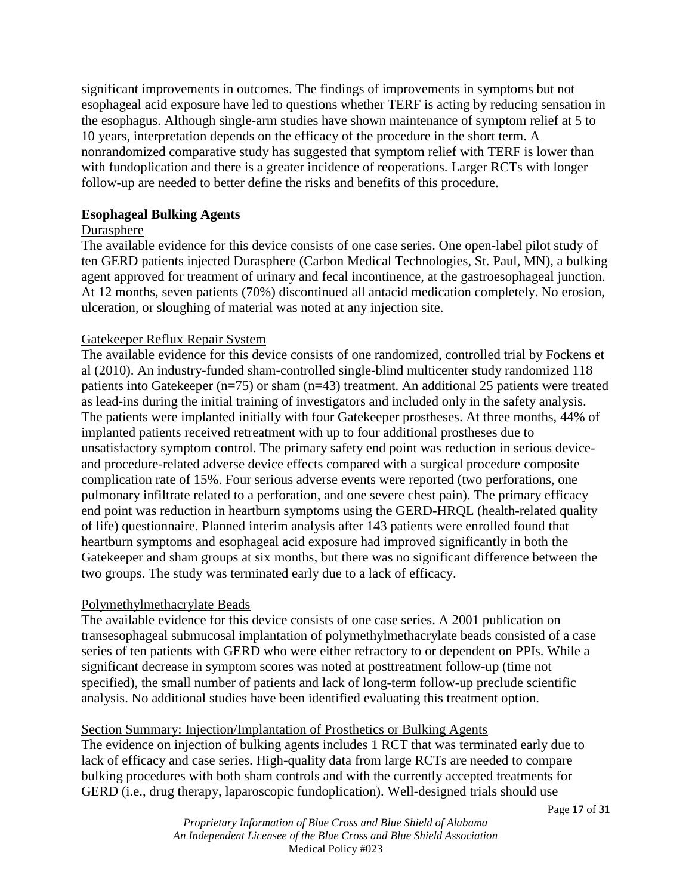significant improvements in outcomes. The findings of improvements in symptoms but not esophageal acid exposure have led to questions whether TERF is acting by reducing sensation in the esophagus. Although single-arm studies have shown maintenance of symptom relief at 5 to 10 years, interpretation depends on the efficacy of the procedure in the short term. A nonrandomized comparative study has suggested that symptom relief with TERF is lower than with fundoplication and there is a greater incidence of reoperations. Larger RCTs with longer follow-up are needed to better define the risks and benefits of this procedure.

**Esophageal Bulking Agents**

Durasphere

The available evidence for this device consists of one case series. One open-label pilot study of ten GERD patients injected Durasphere (Carbon Medical Technologies, St. Paul, MN), a bulking agent approved for treatment of urinary and fecal incontinence, at the gastroesophageal junction. At 12 months, seven patients (70%) discontinued all antacid medication completely. No erosion, ulceration, or sloughing of material was noted at any injection site.

Gatekeeper Reflux Repair System

The available evidence for this device consists of one randomized, controlled trial by Fockens et al (2010). An industry-funded sham-controlled single-blind multicenter study randomized 118 patients into Gatekeeper (n=75) or sham (n=43) treatment. An additional 25 patients were treated as lead-ins during the initial training of investigators and included only in the safety analysis. The patients were implanted initially with four Gatekeeper prostheses. At three months, 44% of implanted patients received retreatment with up to four additional prostheses due to unsatisfactory symptom control. The primary safety end point was reduction in serious device- and procedure-related adverse device effects compared with a surgical procedure composite complication rate of 15%. Four serious adverse events were reported (two perforations, one pulmonary infiltrate related to a perforation, and one severe chest pain). The primary efficacy end point was reduction in heartburn symptoms using the GERD-HRQL (health-related quality of life) questionnaire. Planned interim analysis after 143 patients were enrolled found that heartburn symptoms and esophageal acid exposure had improved significantly in both the Gatekeeper and sham groups at six months, but there was no significant difference between the two groups. The study was terminated early due to a lack of efficacy.

Polymethylmethacrylate Beads

The available evidence for this device consists of one case series. A 2001 publication on transesophageal submucosal implantation of polymethylmethacrylate beads consisted of a case series of ten patients with GERD who were either refractory to or dependent on PPIs. While a significant decrease in symptom scores was noted at posttreatment follow-up (time not specified), the small number of patients and lack of long-term follow-up preclude scientific analysis. No additional studies have been identified evaluating this treatment option.

Section Summary: Injection/Implantation of Prosthetics or Bulking Agents

The evidence on injection of bulking agents includes 1 RCT that was terminated early due to lack of efficacy and case series. High-quality data from large RCTs are needed to compare bulking procedures with both sham controls and with the currently accepted treatments for GERD (i.e., drug therapy, laparoscopic fundoplication). Well-designed trials should use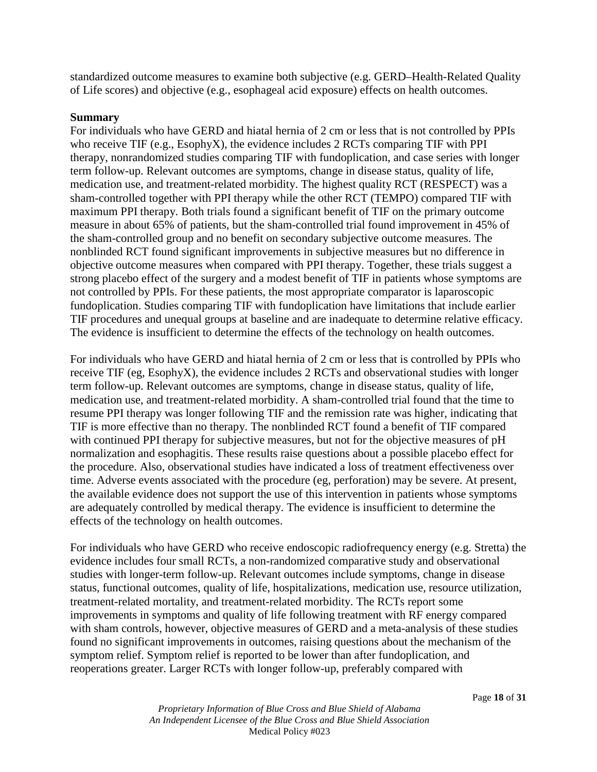standardized outcome measures to examine both subjective (e.g. GERD–Health-Related Quality of Life scores) and objective (e.g., esophageal acid exposure) effects on health outcomes.

**Summary**

For individuals who have GERD and hiatal hernia of 2 cm or less that is not controlled by PPIs who receive TIF (e.g., EsophyX), the evidence includes 2 RCTs comparing TIF with PPI therapy, nonrandomized studies comparing TIF with fundoplication, and case series with longer term follow-up. Relevant outcomes are symptoms, change in disease status, quality of life, medication use, and treatment-related morbidity. The highest quality RCT (RESPECT) was a sham-controlled together with PPI therapy while the other RCT (TEMPO) compared TIF with maximum PPI therapy. Both trials found a significant benefit of TIF on the primary outcome measure in about 65% of patients, but the sham-controlled trial found improvement in 45% of the sham-controlled group and no benefit on secondary subjective outcome measures. The nonblinded RCT found significant improvements in subjective measures but no difference in objective outcome measures when compared with PPI therapy. Together, these trials suggest a strong placebo effect of the surgery and a modest benefit of TIF in patients whose symptoms are not controlled by PPIs. For these patients, the most appropriate comparator is laparoscopic fundoplication. Studies comparing TIF with fundoplication have limitations that include earlier TIF procedures and unequal groups at baseline and are inadequate to determine relative efficacy. The evidence is insufficient to determine the effects of the technology on health outcomes.

For individuals who have GERD and hiatal hernia of 2 cm or less that is controlled by PPIs who receive TIF (eg, EsophyX), the evidence includes 2 RCTs and observational studies with longer term follow-up. Relevant outcomes are symptoms, change in disease status, quality of life, medication use, and treatment-related morbidity. A sham-controlled trial found that the time to resume PPI therapy was longer following TIF and the remission rate was higher, indicating that TIF is more effective than no therapy. The nonblinded RCT found a benefit of TIF compared with continued PPI therapy for subjective measures, but not for the objective measures of pH normalization and esophagitis. These results raise questions about a possible placebo effect for the procedure. Also, observational studies have indicated a loss of treatment effectiveness over time. Adverse events associated with the procedure (eg, perforation) may be severe. At present, the available evidence does not support the use of this intervention in patients whose symptoms are adequately controlled by medical therapy. The evidence is insufficient to determine the effects of the technology on health outcomes.

For individuals who have GERD who receive endoscopic radiofrequency energy (e.g. Stretta) the evidence includes four small RCTs, a non-randomized comparative study and observational studies with longer-term follow-up. Relevant outcomes include symptoms, change in disease status, functional outcomes, quality of life, hospitalizations, medication use, resource utilization, treatment-related mortality, and treatment-related morbidity. The RCTs report some improvements in symptoms and quality of life following treatment with RF energy compared with sham controls, however, objective measures of GERD and a meta-analysis of these studies found no significant improvements in outcomes, raising questions about the mechanism of the symptom relief. Symptom relief is reported to be lower than after fundoplication, and reoperations greater. Larger RCTs with longer follow-up, preferably compared with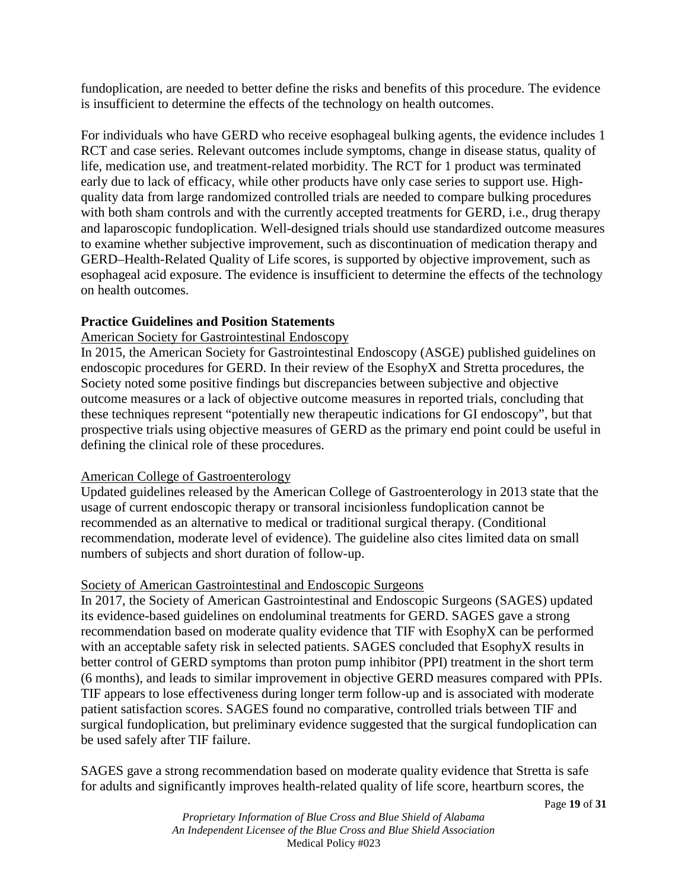fundoplication, are needed to better define the risks and benefits of this procedure. The evidence is insufficient to determine the effects of the technology on health outcomes.

For individuals who have GERD who receive esophageal bulking agents, the evidence includes 1 RCT and case series. Relevant outcomes include symptoms, change in disease status, quality of life, medication use, and treatment-related morbidity. The RCT for 1 product was terminated early due to lack of efficacy, while other products have only case series to support use. High-quality data from large randomized controlled trials are needed to compare bulking procedures with both sham controls and with the currently accepted treatments for GERD, i.e., drug therapy and laparoscopic fundoplication. Well-designed trials should use standardized outcome measures to examine whether subjective improvement, such as discontinuation of medication therapy and GERD–Health-Related Quality of Life scores, is supported by objective improvement, such as esophageal acid exposure. The evidence is insufficient to determine the effects of the technology on health outcomes.

**Practice Guidelines and Position Statements**

American Society for Gastrointestinal Endoscopy

In 2015, the American Society for Gastrointestinal Endoscopy (ASGE) published guidelines on endoscopic procedures for GERD. In their review of the EsophyX and Stretta procedures, the Society noted some positive findings but discrepancies between subjective and objective outcome measures or a lack of objective outcome measures in reported trials, concluding that these techniques represent "potentially new therapeutic indications for GI endoscopy", but that prospective trials using objective measures of GERD as the primary end point could be useful in defining the clinical role of these procedures.

American College of Gastroenterology

Updated guidelines released by the American College of Gastroenterology in 2013 state that the usage of current endoscopic therapy or transoral incisionless fundoplication cannot be recommended as an alternative to medical or traditional surgical therapy. (Conditional recommendation, moderate level of evidence). The guideline also cites limited data on small numbers of subjects and short duration of follow-up.

Society of American Gastrointestinal and Endoscopic Surgeons

In 2017, the Society of American Gastrointestinal and Endoscopic Surgeons (SAGES) updated its evidence-based guidelines on endoluminal treatments for GERD. SAGES gave a strong recommendation based on moderate quality evidence that TIF with EsophyX can be performed with an acceptable safety risk in selected patients. SAGES concluded that EsophyX results in better control of GERD symptoms than proton pump inhibitor (PPI) treatment in the short term (6 months), and leads to similar improvement in objective GERD measures compared with PPIs. TIF appears to lose effectiveness during longer term follow-up and is associated with moderate patient satisfaction scores. SAGES found no comparative, controlled trials between TIF and surgical fundoplication, but preliminary evidence suggested that the surgical fundoplication can be used safely after TIF failure.

SAGES gave a strong recommendation based on moderate quality evidence that Stretta is safe for adults and significantly improves health-related quality of life score, heartburn scores, the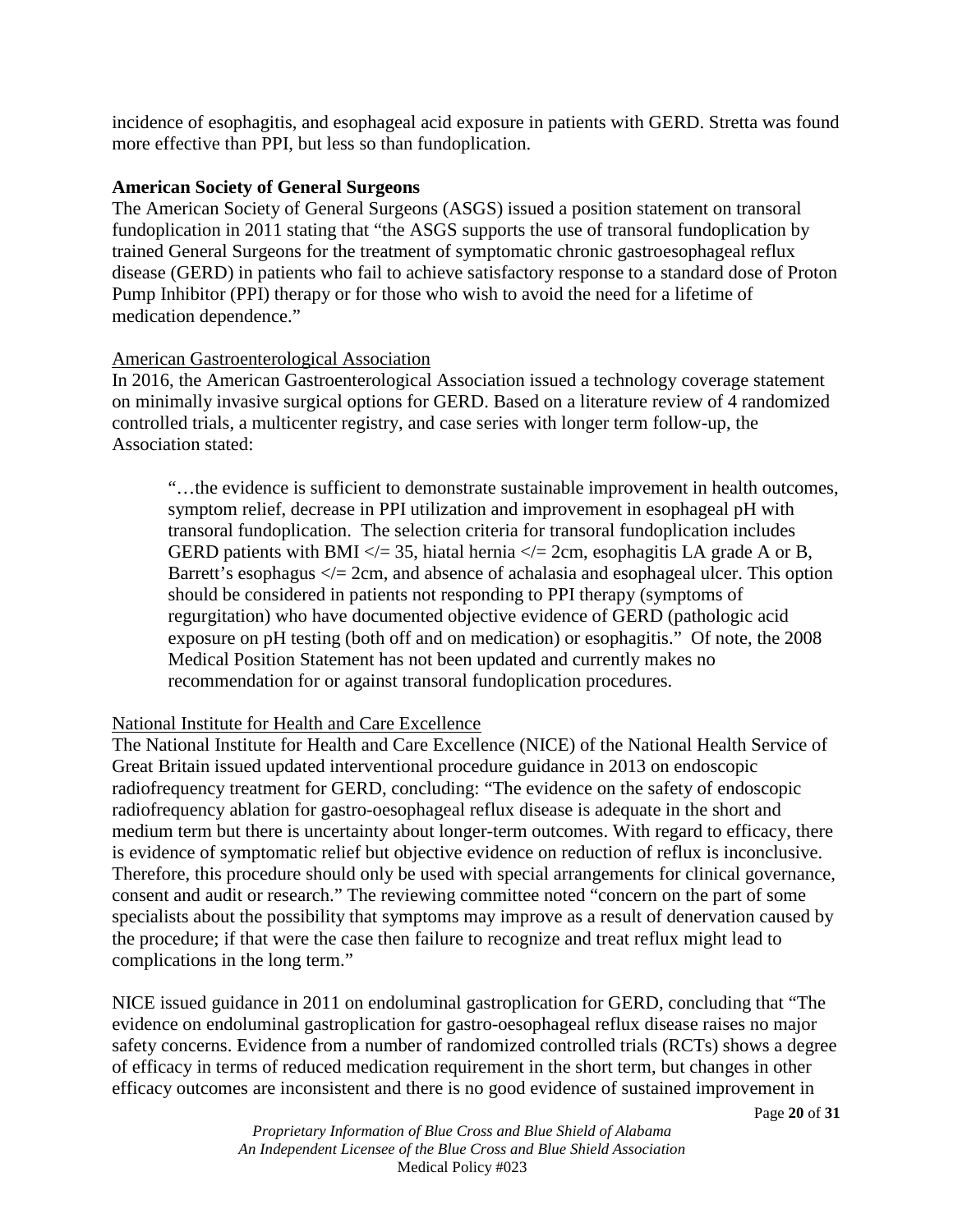incidence of esophagitis, and esophageal acid exposure in patients with GERD. Stretta was found more effective than PPI, but less so than fundoplication.

**American Society of General Surgeons**

The American Society of General Surgeons (ASGS) issued a position statement on transoral fundoplication in 2011 stating that "the ASGS supports the use of transoral fundoplication by trained General Surgeons for the treatment of symptomatic chronic gastroesophageal reflux disease (GERD) in patients who fail to achieve satisfactory response to a standard dose of Proton Pump Inhibitor (PPI) therapy or for those who wish to avoid the need for a lifetime of medication dependence."

<u>American Gastroenterological Association</u>

In 2016, the American Gastroenterological Association issued a technology coverage statement on minimally invasive surgical options for GERD. Based on a literature review of 4 randomized controlled trials, a multicenter registry, and case series with longer term follow-up, the Association stated:

> "…the evidence is sufficient to demonstrate sustainable improvement in health outcomes, symptom relief, decrease in PPI utilization and improvement in esophageal pH with transoral fundoplication. The selection criteria for transoral fundoplication includes GERD patients with BMI </= 35, hiatal hernia </= 2cm, esophagitis LA grade A or B, Barrett's esophagus </= 2cm, and absence of achalasia and esophageal ulcer. This option should be considered in patients not responding to PPI therapy (symptoms of regurgitation) who have documented objective evidence of GERD (pathologic acid exposure on pH testing (both off and on medication) or esophagitis." Of note, the 2008 Medical Position Statement has not been updated and currently makes no recommendation for or against transoral fundoplication procedures.

<u>National Institute for Health and Care Excellence</u>

The National Institute for Health and Care Excellence (NICE) of the National Health Service of Great Britain issued updated interventional procedure guidance in 2013 on endoscopic radiofrequency treatment for GERD, concluding: "The evidence on the safety of endoscopic radiofrequency ablation for gastro-oesophageal reflux disease is adequate in the short and medium term but there is uncertainty about longer-term outcomes. With regard to efficacy, there is evidence of symptomatic relief but objective evidence on reduction of reflux is inconclusive. Therefore, this procedure should only be used with special arrangements for clinical governance, consent and audit or research." The reviewing committee noted "concern on the part of some specialists about the possibility that symptoms may improve as a result of denervation caused by the procedure; if that were the case then failure to recognize and treat reflux might lead to complications in the long term."

NICE issued guidance in 2011 on endoluminal gastroplication for GERD, concluding that "The evidence on endoluminal gastroplication for gastro-oesophageal reflux disease raises no major safety concerns. Evidence from a number of randomized controlled trials (RCTs) shows a degree of efficacy in terms of reduced medication requirement in the short term, but changes in other efficacy outcomes are inconsistent and there is no good evidence of sustained improvement in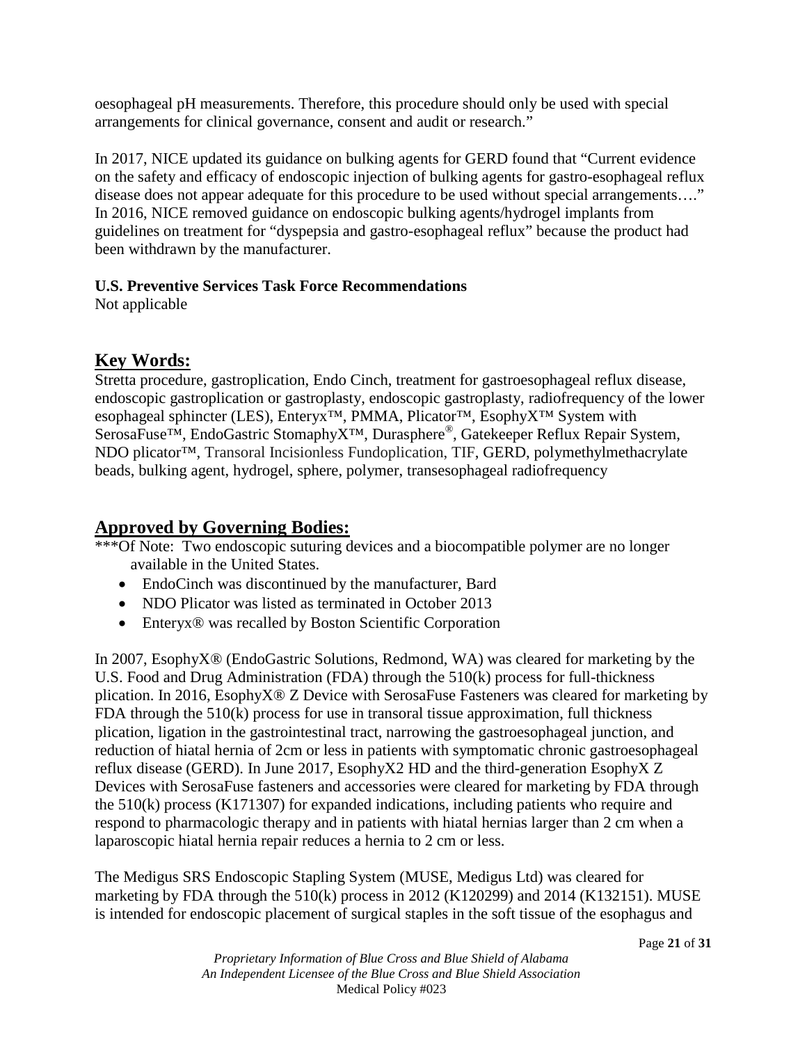oesophageal pH measurements. Therefore, this procedure should only be used with special arrangements for clinical governance, consent and audit or research."

In 2017, NICE updated its guidance on bulking agents for GERD found that "Current evidence on the safety and efficacy of endoscopic injection of bulking agents for gastro-esophageal reflux disease does not appear adequate for this procedure to be used without special arrangements…." In 2016, NICE removed guidance on endoscopic bulking agents/hydrogel implants from guidelines on treatment for "dyspepsia and gastro-esophageal reflux" because the product had been withdrawn by the manufacturer.

**U.S. Preventive Services Task Force Recommendations**

Not applicable

## Key Words:

Stretta procedure, gastroplication, Endo Cinch, treatment for gastroesophageal reflux disease, endoscopic gastroplication or gastroplasty, endoscopic gastroplasty, radiofrequency of the lower esophageal sphincter (LES), Enteryx™, PMMA, Plicator™, EsophyX™ System with SerosaFuse™, EndoGastric StomaphyX™, Durasphere®, Gatekeeper Reflux Repair System, NDO plicator™, Transoral Incisionless Fundoplication, TIF, GERD, polymethylmethacrylate beads, bulking agent, hydrogel, sphere, polymer, transesophageal radiofrequency

## Approved by Governing Bodies:

***Of Note: Two endoscopic suturing devices and a biocompatible polymer are no longer available in the United States.

- EndoCinch was discontinued by the manufacturer, Bard
- NDO Plicator was listed as terminated in October 2013
- Enteryx® was recalled by Boston Scientific Corporation

In 2007, EsophyX® (EndoGastric Solutions, Redmond, WA) was cleared for marketing by the U.S. Food and Drug Administration (FDA) through the 510(k) process for full-thickness plication. In 2016, EsophyX® Z Device with SerosaFuse Fasteners was cleared for marketing by FDA through the 510(k) process for use in transoral tissue approximation, full thickness plication, ligation in the gastrointestinal tract, narrowing the gastroesophageal junction, and reduction of hiatal hernia of 2cm or less in patients with symptomatic chronic gastroesophageal reflux disease (GERD). In June 2017, EsophyX2 HD and the third-generation EsophyX Z Devices with SerosaFuse fasteners and accessories were cleared for marketing by FDA through the 510(k) process (K171307) for expanded indications, including patients who require and respond to pharmacologic therapy and in patients with hiatal hernias larger than 2 cm when a laparoscopic hiatal hernia repair reduces a hernia to 2 cm or less.

The Medigus SRS Endoscopic Stapling System (MUSE, Medigus Ltd) was cleared for marketing by FDA through the 510(k) process in 2012 (K120299) and 2014 (K132151). MUSE is intended for endoscopic placement of surgical staples in the soft tissue of the esophagus and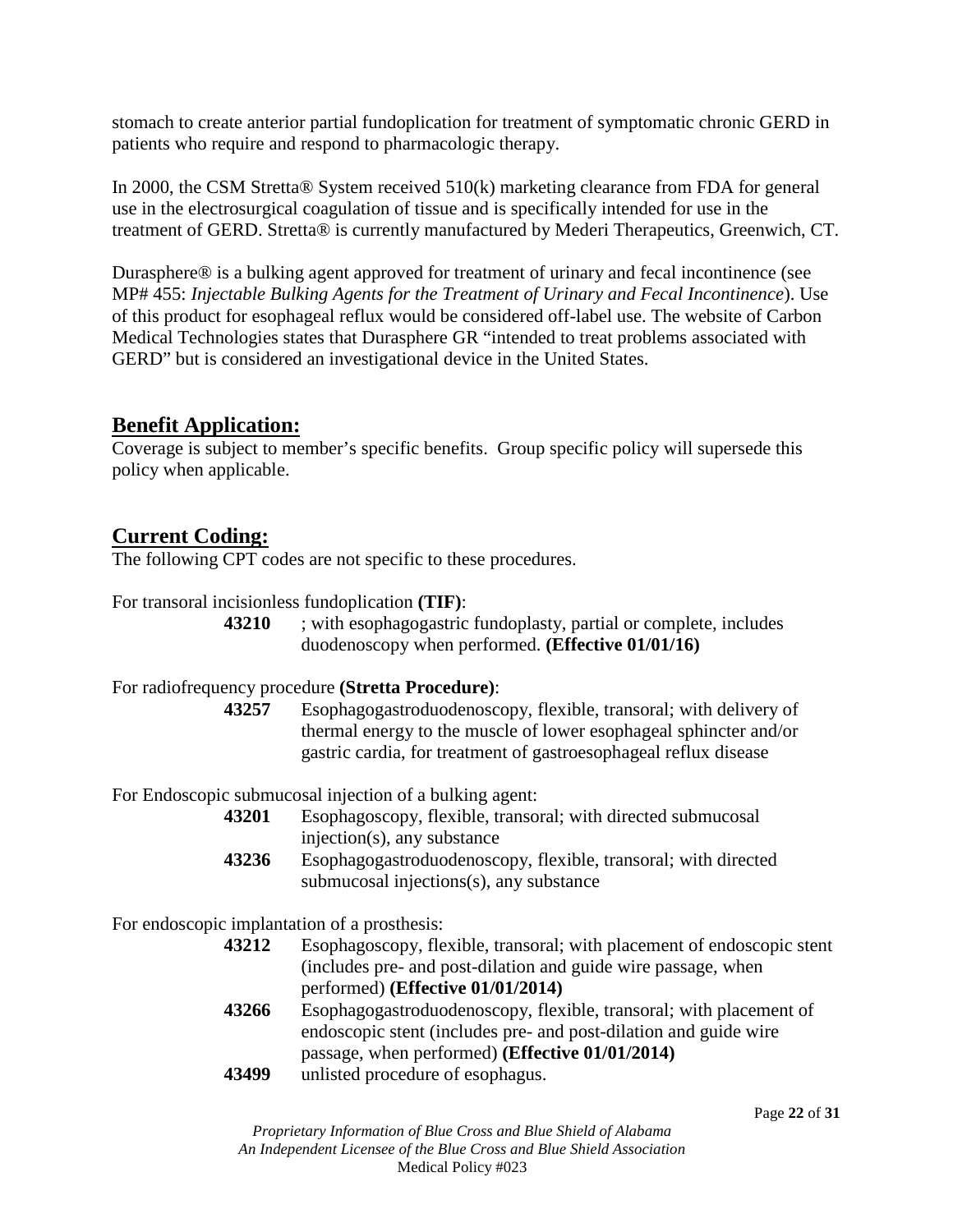stomach to create anterior partial fundoplication for treatment of symptomatic chronic GERD in patients who require and respond to pharmacologic therapy.

In 2000, the CSM Stretta® System received 510(k) marketing clearance from FDA for general use in the electrosurgical coagulation of tissue and is specifically intended for use in the treatment of GERD. Stretta® is currently manufactured by Mederi Therapeutics, Greenwich, CT.

Durasphere® is a bulking agent approved for treatment of urinary and fecal incontinence (see MP# 455: *Injectable Bulking Agents for the Treatment of Urinary and Fecal Incontinence*). Use of this product for esophageal reflux would be considered off-label use. The website of Carbon Medical Technologies states that Durasphere GR "intended to treat problems associated with GERD" but is considered an investigational device in the United States.

## Benefit Application:

Coverage is subject to member's specific benefits. Group specific policy will supersede this policy when applicable.

## Current Coding:

The following CPT codes are not specific to these procedures.

For transoral incisionless fundoplication **(TIF)**:

**43210** ; with esophagogastric fundoplasty, partial or complete, includes duodenoscopy when performed. **(Effective 01/01/16)**

For radiofrequency procedure **(Stretta Procedure)**:

**43257** Esophagogastroduodenoscopy, flexible, transoral; with delivery of thermal energy to the muscle of lower esophageal sphincter and/or gastric cardia, for treatment of gastroesophageal reflux disease

For Endoscopic submucosal injection of a bulking agent:

**43201** Esophagoscopy, flexible, transoral; with directed submucosal injection(s), any substance

**43236** Esophagogastroduodenoscopy, flexible, transoral; with directed submucosal injections(s), any substance

For endoscopic implantation of a prosthesis:

**43212** Esophagoscopy, flexible, transoral; with placement of endoscopic stent (includes pre- and post-dilation and guide wire passage, when performed) **(Effective 01/01/2014)**

**43266** Esophagogastroduodenoscopy, flexible, transoral; with placement of endoscopic stent (includes pre- and post-dilation and guide wire passage, when performed) **(Effective 01/01/2014)**

**43499** unlisted procedure of esophagus.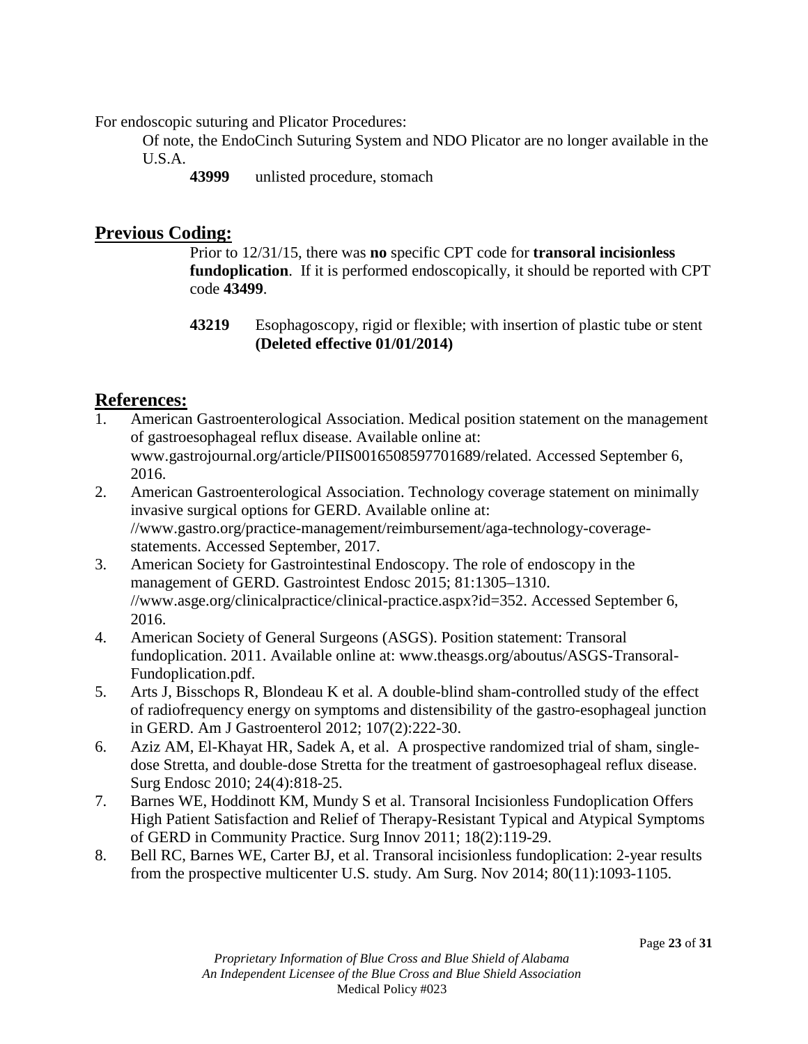For endoscopic suturing and Plicator Procedures:

Of note, the EndoCinch Suturing System and NDO Plicator are no longer available in the U.S.A.

**43999** unlisted procedure, stomach

## Previous Coding:

Prior to 12/31/15, there was **no** specific CPT code for **transoral incisionless fundoplication**. If it is performed endoscopically, it should be reported with CPT code **43499**.

**43219** Esophagoscopy, rigid or flexible; with insertion of plastic tube or stent **(Deleted effective 01/01/2014)**

## References:

1. American Gastroenterological Association. Medical position statement on the management of gastroesophageal reflux disease. Available online at: www.gastrojournal.org/article/PIIS0016508597701689/related. Accessed September 6, 2016.
2. American Gastroenterological Association. Technology coverage statement on minimally invasive surgical options for GERD. Available online at: //www.gastro.org/practice-management/reimbursement/aga-technology-coverage-statements. Accessed September, 2017.
3. American Society for Gastrointestinal Endoscopy. The role of endoscopy in the management of GERD. Gastrointest Endosc 2015; 81:1305–1310. //www.asge.org/clinicalpractice/clinical-practice.aspx?id=352. Accessed September 6, 2016.
4. American Society of General Surgeons (ASGS). Position statement: Transoral fundoplication. 2011. Available online at: www.theasgs.org/aboutus/ASGS-Transoral-Fundoplication.pdf.
5. Arts J, Bisschops R, Blondeau K et al. A double-blind sham-controlled study of the effect of radiofrequency energy on symptoms and distensibility of the gastro-esophageal junction in GERD. Am J Gastroenterol 2012; 107(2):222-30.
6. Aziz AM, El-Khayat HR, Sadek A, et al. A prospective randomized trial of sham, single-dose Stretta, and double-dose Stretta for the treatment of gastroesophageal reflux disease. Surg Endosc 2010; 24(4):818-25.
7. Barnes WE, Hoddinott KM, Mundy S et al. Transoral Incisionless Fundoplication Offers High Patient Satisfaction and Relief of Therapy-Resistant Typical and Atypical Symptoms of GERD in Community Practice. Surg Innov 2011; 18(2):119-29.
8. Bell RC, Barnes WE, Carter BJ, et al. Transoral incisionless fundoplication: 2-year results from the prospective multicenter U.S. study. Am Surg. Nov 2014; 80(11):1093-1105.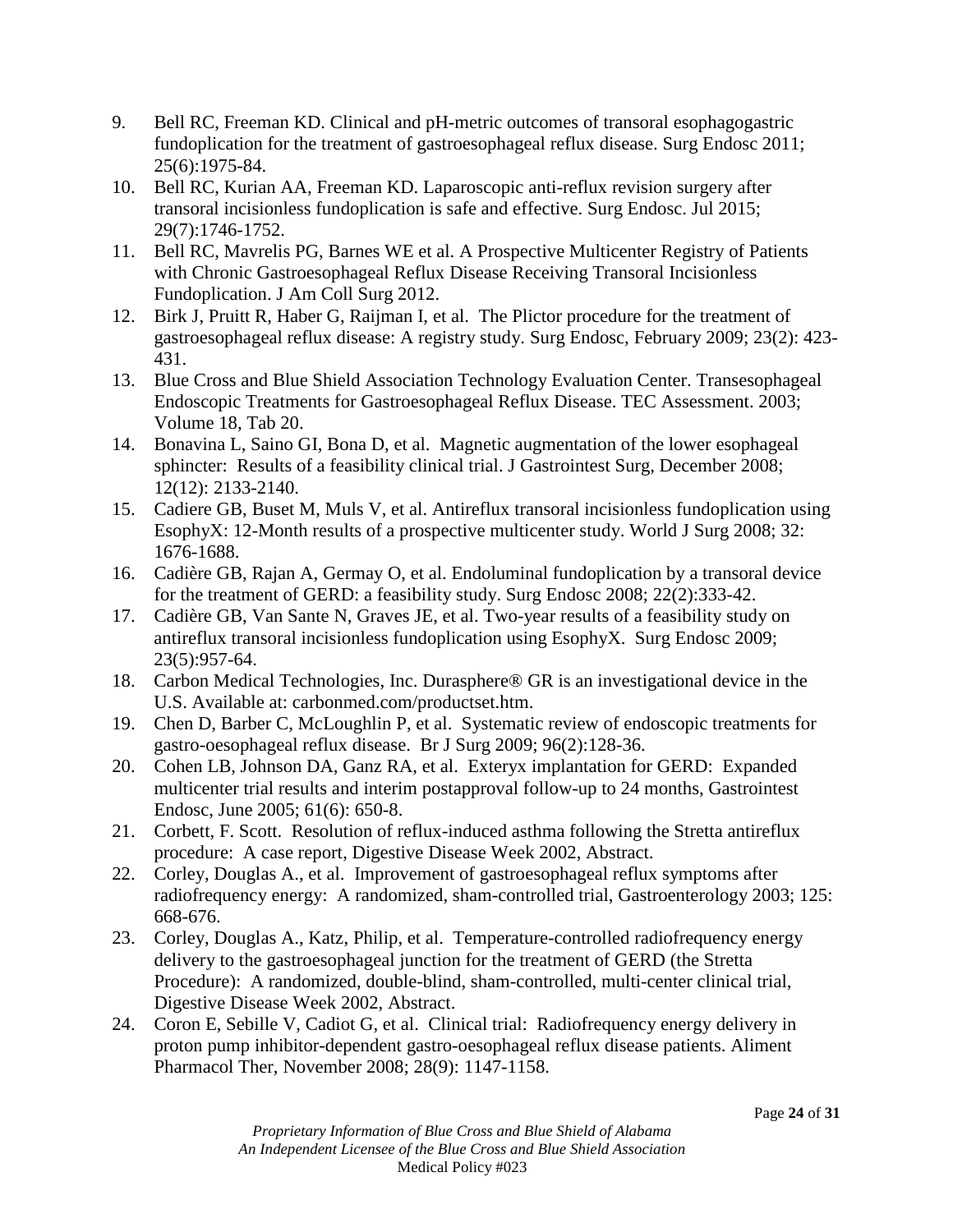9. Bell RC, Freeman KD. Clinical and pH-metric outcomes of transoral esophagogastric fundoplication for the treatment of gastroesophageal reflux disease. Surg Endosc 2011; 25(6):1975-84.
10. Bell RC, Kurian AA, Freeman KD. Laparoscopic anti-reflux revision surgery after transoral incisionless fundoplication is safe and effective. Surg Endosc. Jul 2015; 29(7):1746-1752.
11. Bell RC, Mavrelis PG, Barnes WE et al. A Prospective Multicenter Registry of Patients with Chronic Gastroesophageal Reflux Disease Receiving Transoral Incisionless Fundoplication. J Am Coll Surg 2012.
12. Birk J, Pruitt R, Haber G, Raijman I, et al. The Plictor procedure for the treatment of gastroesophageal reflux disease: A registry study. Surg Endosc, February 2009; 23(2): 423-431.
13. Blue Cross and Blue Shield Association Technology Evaluation Center. Transesophageal Endoscopic Treatments for Gastroesophageal Reflux Disease. TEC Assessment. 2003; Volume 18, Tab 20.
14. Bonavina L, Saino GI, Bona D, et al. Magnetic augmentation of the lower esophageal sphincter: Results of a feasibility clinical trial. J Gastrointest Surg, December 2008; 12(12): 2133-2140.
15. Cadiere GB, Buset M, Muls V, et al. Antireflux transoral incisionless fundoplication using EsophyX: 12-Month results of a prospective multicenter study. World J Surg 2008; 32: 1676-1688.
16. Cadière GB, Rajan A, Germay O, et al. Endoluminal fundoplication by a transoral device for the treatment of GERD: a feasibility study. Surg Endosc 2008; 22(2):333-42.
17. Cadière GB, Van Sante N, Graves JE, et al. Two-year results of a feasibility study on antireflux transoral incisionless fundoplication using EsophyX. Surg Endosc 2009; 23(5):957-64.
18. Carbon Medical Technologies, Inc. Durasphere® GR is an investigational device in the U.S. Available at: carbonmed.com/productset.htm.
19. Chen D, Barber C, McLoughlin P, et al. Systematic review of endoscopic treatments for gastro-oesophageal reflux disease. Br J Surg 2009; 96(2):128-36.
20. Cohen LB, Johnson DA, Ganz RA, et al. Exteryx implantation for GERD: Expanded multicenter trial results and interim postapproval follow-up to 24 months, Gastrointest Endosc, June 2005; 61(6): 650-8.
21. Corbett, F. Scott. Resolution of reflux-induced asthma following the Stretta antireflux procedure: A case report, Digestive Disease Week 2002, Abstract.
22. Corley, Douglas A., et al. Improvement of gastroesophageal reflux symptoms after radiofrequency energy: A randomized, sham-controlled trial, Gastroenterology 2003; 125: 668-676.
23. Corley, Douglas A., Katz, Philip, et al. Temperature-controlled radiofrequency energy delivery to the gastroesophageal junction for the treatment of GERD (the Stretta Procedure): A randomized, double-blind, sham-controlled, multi-center clinical trial, Digestive Disease Week 2002, Abstract.
24. Coron E, Sebille V, Cadiot G, et al. Clinical trial: Radiofrequency energy delivery in proton pump inhibitor-dependent gastro-oesophageal reflux disease patients. Aliment Pharmacol Ther, November 2008; 28(9): 1147-1158.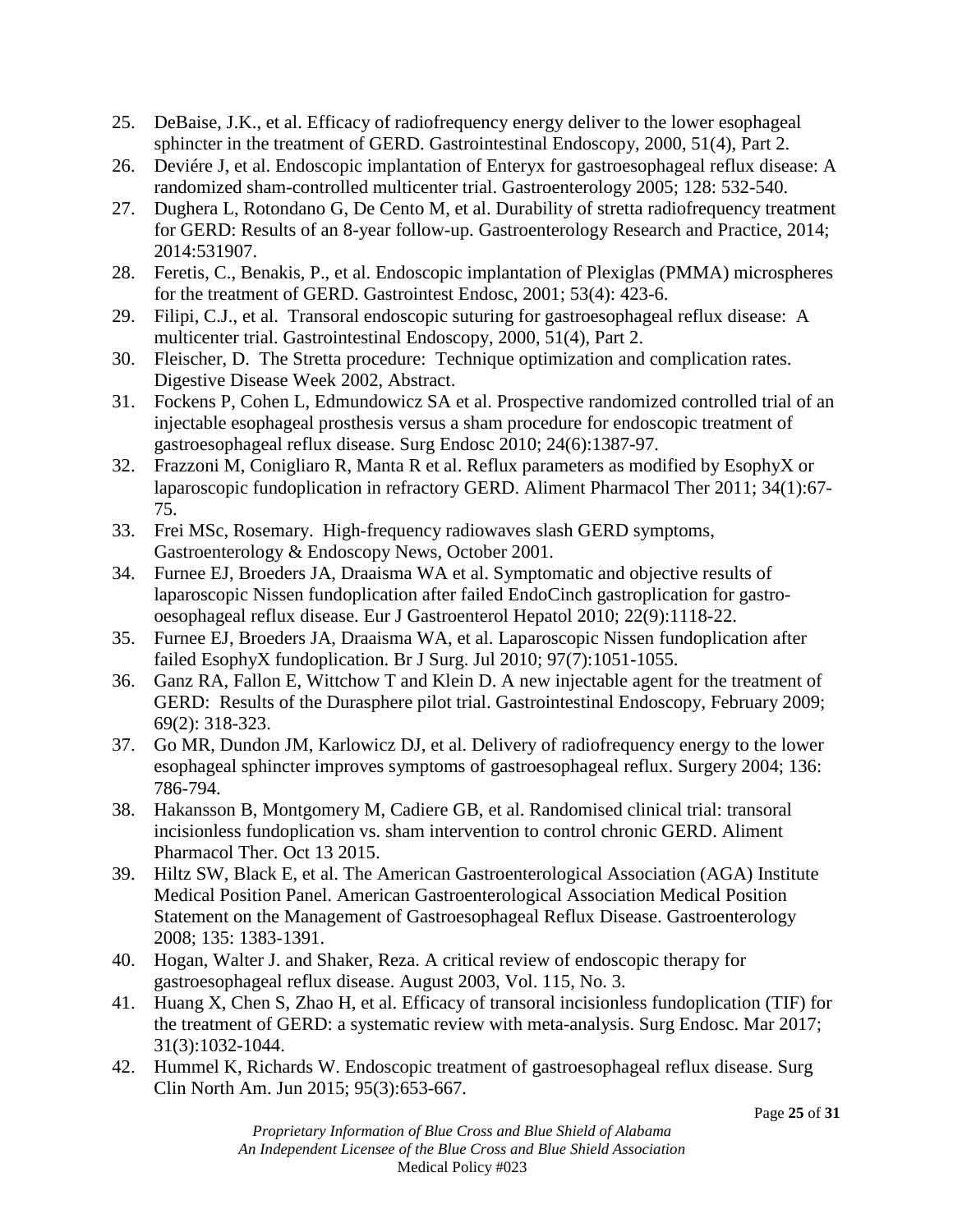25. DeBaise, J.K., et al. Efficacy of radiofrequency energy deliver to the lower esophageal sphincter in the treatment of GERD. Gastrointestinal Endoscopy, 2000, 51(4), Part 2.
26. Deviére J, et al. Endoscopic implantation of Enteryx for gastroesophageal reflux disease: A randomized sham-controlled multicenter trial. Gastroenterology 2005; 128: 532-540.
27. Dughera L, Rotondano G, De Cento M, et al. Durability of stretta radiofrequency treatment for GERD: Results of an 8-year follow-up. Gastroenterology Research and Practice, 2014; 2014:531907.
28. Feretis, C., Benakis, P., et al. Endoscopic implantation of Plexiglas (PMMA) microspheres for the treatment of GERD. Gastrointest Endosc, 2001; 53(4): 423-6.
29. Filipi, C.J., et al. Transoral endoscopic suturing for gastroesophageal reflux disease: A multicenter trial. Gastrointestinal Endoscopy, 2000, 51(4), Part 2.
30. Fleischer, D. The Stretta procedure: Technique optimization and complication rates. Digestive Disease Week 2002, Abstract.
31. Fockens P, Cohen L, Edmundowicz SA et al. Prospective randomized controlled trial of an injectable esophageal prosthesis versus a sham procedure for endoscopic treatment of gastroesophageal reflux disease. Surg Endosc 2010; 24(6):1387-97.
32. Frazzoni M, Conigliaro R, Manta R et al. Reflux parameters as modified by EsophyX or laparoscopic fundoplication in refractory GERD. Aliment Pharmacol Ther 2011; 34(1):67-75.
33. Frei MSc, Rosemary. High-frequency radiowaves slash GERD symptoms, Gastroenterology & Endoscopy News, October 2001.
34. Furnee EJ, Broeders JA, Draaisma WA et al. Symptomatic and objective results of laparoscopic Nissen fundoplication after failed EndoCinch gastroplication for gastro-oesophageal reflux disease. Eur J Gastroenterol Hepatol 2010; 22(9):1118-22.
35. Furnee EJ, Broeders JA, Draaisma WA, et al. Laparoscopic Nissen fundoplication after failed EsophyX fundoplication. Br J Surg. Jul 2010; 97(7):1051-1055.
36. Ganz RA, Fallon E, Wittchow T and Klein D. A new injectable agent for the treatment of GERD: Results of the Durasphere pilot trial. Gastrointestinal Endoscopy, February 2009; 69(2): 318-323.
37. Go MR, Dundon JM, Karlowicz DJ, et al. Delivery of radiofrequency energy to the lower esophageal sphincter improves symptoms of gastroesophageal reflux. Surgery 2004; 136: 786-794.
38. Hakansson B, Montgomery M, Cadiere GB, et al. Randomised clinical trial: transoral incisionless fundoplication vs. sham intervention to control chronic GERD. Aliment Pharmacol Ther. Oct 13 2015.
39. Hiltz SW, Black E, et al. The American Gastroenterological Association (AGA) Institute Medical Position Panel. American Gastroenterological Association Medical Position Statement on the Management of Gastroesophageal Reflux Disease. Gastroenterology 2008; 135: 1383-1391.
40. Hogan, Walter J. and Shaker, Reza. A critical review of endoscopic therapy for gastroesophageal reflux disease. August 2003, Vol. 115, No. 3.
41. Huang X, Chen S, Zhao H, et al. Efficacy of transoral incisionless fundoplication (TIF) for the treatment of GERD: a systematic review with meta-analysis. Surg Endosc. Mar 2017; 31(3):1032-1044.
42. Hummel K, Richards W. Endoscopic treatment of gastroesophageal reflux disease. Surg Clin North Am. Jun 2015; 95(3):653-667.

*Proprietary Information of Blue Cross and Blue Shield of Alabama*
*An Independent Licensee of the Blue Cross and Blue Shield Association*
Medical Policy #023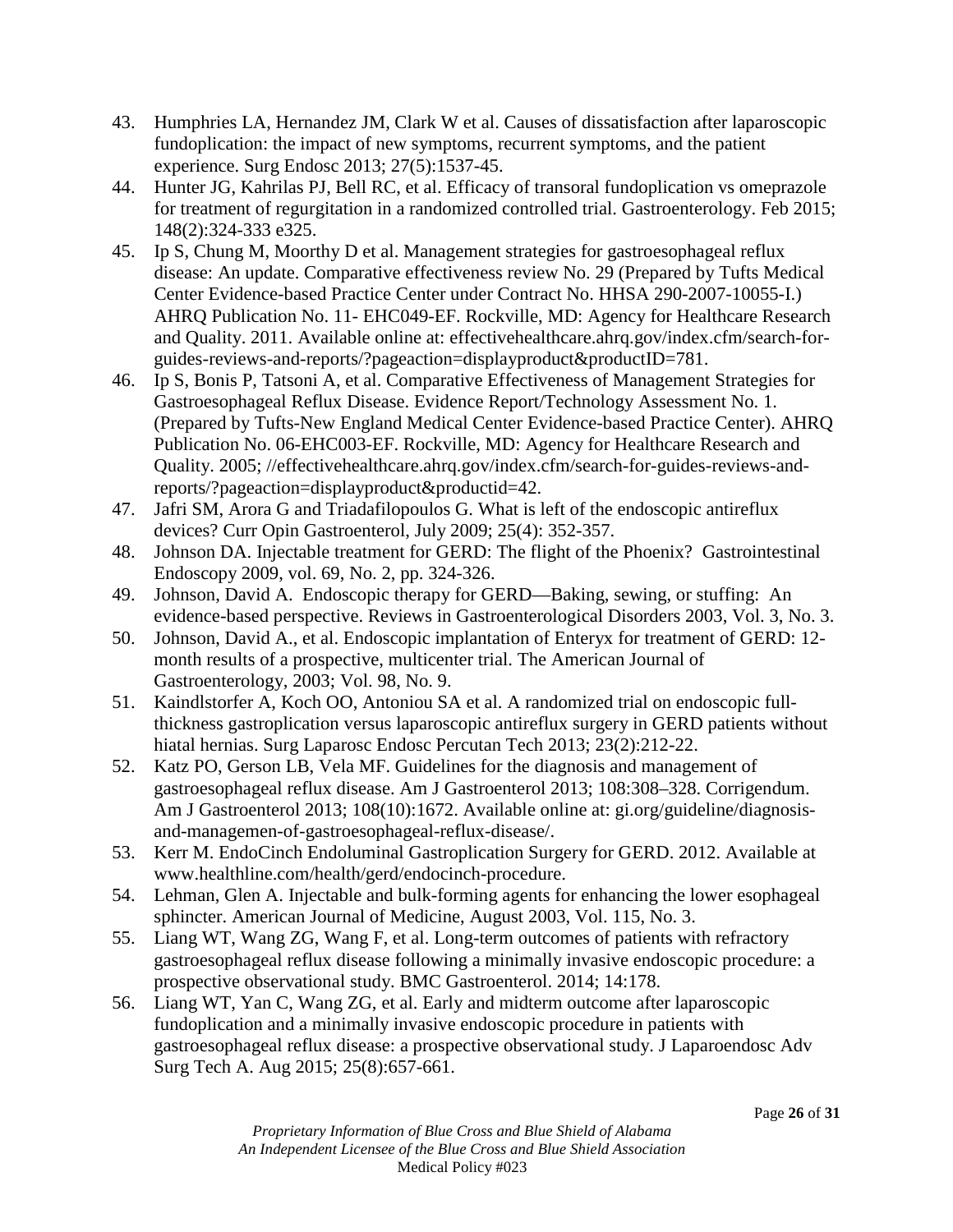43. Humphries LA, Hernandez JM, Clark W et al. Causes of dissatisfaction after laparoscopic fundoplication: the impact of new symptoms, recurrent symptoms, and the patient experience. Surg Endosc 2013; 27(5):1537-45.
44. Hunter JG, Kahrilas PJ, Bell RC, et al. Efficacy of transoral fundoplication vs omeprazole for treatment of regurgitation in a randomized controlled trial. Gastroenterology. Feb 2015; 148(2):324-333 e325.
45. Ip S, Chung M, Moorthy D et al. Management strategies for gastroesophageal reflux disease: An update. Comparative effectiveness review No. 29 (Prepared by Tufts Medical Center Evidence-based Practice Center under Contract No. HHSA 290-2007-10055-I.) AHRQ Publication No. 11- EHC049-EF. Rockville, MD: Agency for Healthcare Research and Quality. 2011. Available online at: effectivehealthcare.ahrq.gov/index.cfm/search-for-guides-reviews-and-reports/?pageaction=displayproduct&productID=781.
46. Ip S, Bonis P, Tatsoni A, et al. Comparative Effectiveness of Management Strategies for Gastroesophageal Reflux Disease. Evidence Report/Technology Assessment No. 1. (Prepared by Tufts-New England Medical Center Evidence-based Practice Center). AHRQ Publication No. 06-EHC003-EF. Rockville, MD: Agency for Healthcare Research and Quality. 2005; //effectivehealthcare.ahrq.gov/index.cfm/search-for-guides-reviews-and-reports/?pageaction=displayproduct&productid=42.
47. Jafri SM, Arora G and Triadafilopoulos G. What is left of the endoscopic antireflux devices? Curr Opin Gastroenterol, July 2009; 25(4): 352-357.
48. Johnson DA. Injectable treatment for GERD: The flight of the Phoenix? Gastrointestinal Endoscopy 2009, vol. 69, No. 2, pp. 324-326.
49. Johnson, David A. Endoscopic therapy for GERD—Baking, sewing, or stuffing: An evidence-based perspective. Reviews in Gastroenterological Disorders 2003, Vol. 3, No. 3.
50. Johnson, David A., et al. Endoscopic implantation of Enteryx for treatment of GERD: 12-month results of a prospective, multicenter trial. The American Journal of Gastroenterology, 2003; Vol. 98, No. 9.
51. Kaindlstorfer A, Koch OO, Antoniou SA et al. A randomized trial on endoscopic full-thickness gastroplication versus laparoscopic antireflux surgery in GERD patients without hiatal hernias. Surg Laparosc Endosc Percutan Tech 2013; 23(2):212-22.
52. Katz PO, Gerson LB, Vela MF. Guidelines for the diagnosis and management of gastroesophageal reflux disease. Am J Gastroenterol 2013; 108:308–328. Corrigendum. Am J Gastroenterol 2013; 108(10):1672. Available online at: gi.org/guideline/diagnosis-and-managemen-of-gastroesophageal-reflux-disease/.
53. Kerr M. EndoCinch Endoluminal Gastroplication Surgery for GERD. 2012. Available at www.healthline.com/health/gerd/endocinch-procedure.
54. Lehman, Glen A. Injectable and bulk-forming agents for enhancing the lower esophageal sphincter. American Journal of Medicine, August 2003, Vol. 115, No. 3.
55. Liang WT, Wang ZG, Wang F, et al. Long-term outcomes of patients with refractory gastroesophageal reflux disease following a minimally invasive endoscopic procedure: a prospective observational study. BMC Gastroenterol. 2014; 14:178.
56. Liang WT, Yan C, Wang ZG, et al. Early and midterm outcome after laparoscopic fundoplication and a minimally invasive endoscopic procedure in patients with gastroesophageal reflux disease: a prospective observational study. J Laparoendosc Adv Surg Tech A. Aug 2015; 25(8):657-661.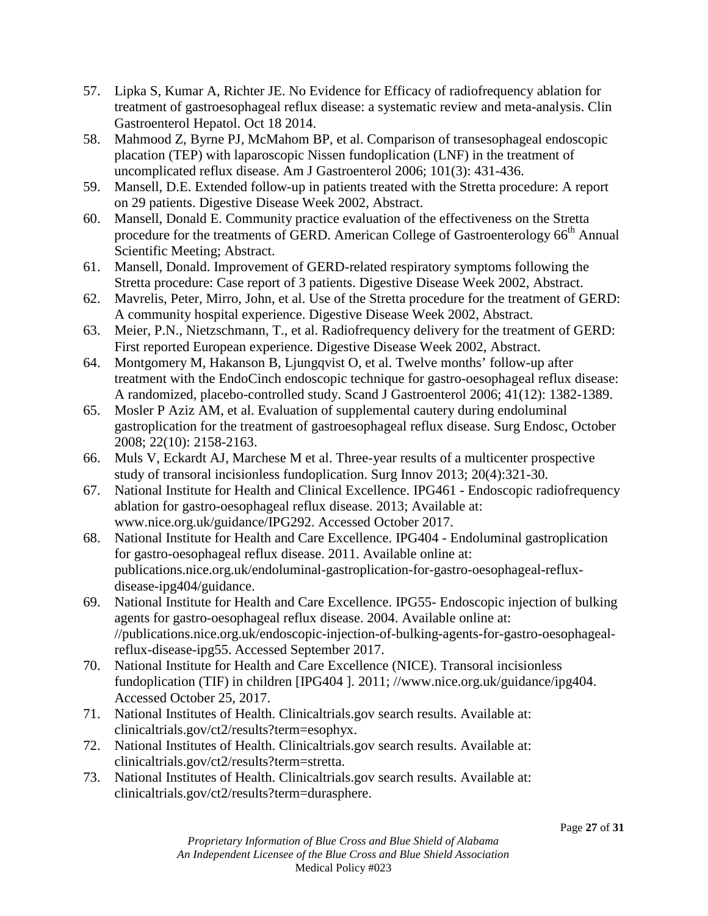57. Lipka S, Kumar A, Richter JE. No Evidence for Efficacy of radiofrequency ablation for treatment of gastroesophageal reflux disease: a systematic review and meta-analysis. Clin Gastroenterol Hepatol. Oct 18 2014.
58. Mahmood Z, Byrne PJ, McMahom BP, et al. Comparison of transesophageal endoscopic placation (TEP) with laparoscopic Nissen fundoplication (LNF) in the treatment of uncomplicated reflux disease. Am J Gastroenterol 2006; 101(3): 431-436.
59. Mansell, D.E. Extended follow-up in patients treated with the Stretta procedure: A report on 29 patients. Digestive Disease Week 2002, Abstract.
60. Mansell, Donald E. Community practice evaluation of the effectiveness on the Stretta procedure for the treatments of GERD. American College of Gastroenterology 66th Annual Scientific Meeting; Abstract.
61. Mansell, Donald. Improvement of GERD-related respiratory symptoms following the Stretta procedure: Case report of 3 patients. Digestive Disease Week 2002, Abstract.
62. Mavrelis, Peter, Mirro, John, et al. Use of the Stretta procedure for the treatment of GERD: A community hospital experience. Digestive Disease Week 2002, Abstract.
63. Meier, P.N., Nietzschmann, T., et al. Radiofrequency delivery for the treatment of GERD: First reported European experience. Digestive Disease Week 2002, Abstract.
64. Montgomery M, Hakanson B, Ljungqvist O, et al. Twelve months' follow-up after treatment with the EndoCinch endoscopic technique for gastro-oesophageal reflux disease: A randomized, placebo-controlled study. Scand J Gastroenterol 2006; 41(12): 1382-1389.
65. Mosler P Aziz AM, et al. Evaluation of supplemental cautery during endoluminal gastroplication for the treatment of gastroesophageal reflux disease. Surg Endosc, October 2008; 22(10): 2158-2163.
66. Muls V, Eckardt AJ, Marchese M et al. Three-year results of a multicenter prospective study of transoral incisionless fundoplication. Surg Innov 2013; 20(4):321-30.
67. National Institute for Health and Clinical Excellence. IPG461 - Endoscopic radiofrequency ablation for gastro-oesophageal reflux disease. 2013; Available at: www.nice.org.uk/guidance/IPG292. Accessed October 2017.
68. National Institute for Health and Care Excellence. IPG404 - Endoluminal gastroplication for gastro-oesophageal reflux disease. 2011. Available online at: publications.nice.org.uk/endoluminal-gastroplication-for-gastro-oesophageal-reflux-disease-ipg404/guidance.
69. National Institute for Health and Care Excellence. IPG55- Endoscopic injection of bulking agents for gastro-oesophageal reflux disease. 2004. Available online at: //publications.nice.org.uk/endoscopic-injection-of-bulking-agents-for-gastro-oesophageal-reflux-disease-ipg55. Accessed September 2017.
70. National Institute for Health and Care Excellence (NICE). Transoral incisionless fundoplication (TIF) in children [IPG404 ]. 2011; //www.nice.org.uk/guidance/ipg404. Accessed October 25, 2017.
71. National Institutes of Health. Clinicaltrials.gov search results. Available at: clinicaltrials.gov/ct2/results?term=esophyx.
72. National Institutes of Health. Clinicaltrials.gov search results. Available at: clinicaltrials.gov/ct2/results?term=stretta.
73. National Institutes of Health. Clinicaltrials.gov search results. Available at: clinicaltrials.gov/ct2/results?term=durasphere.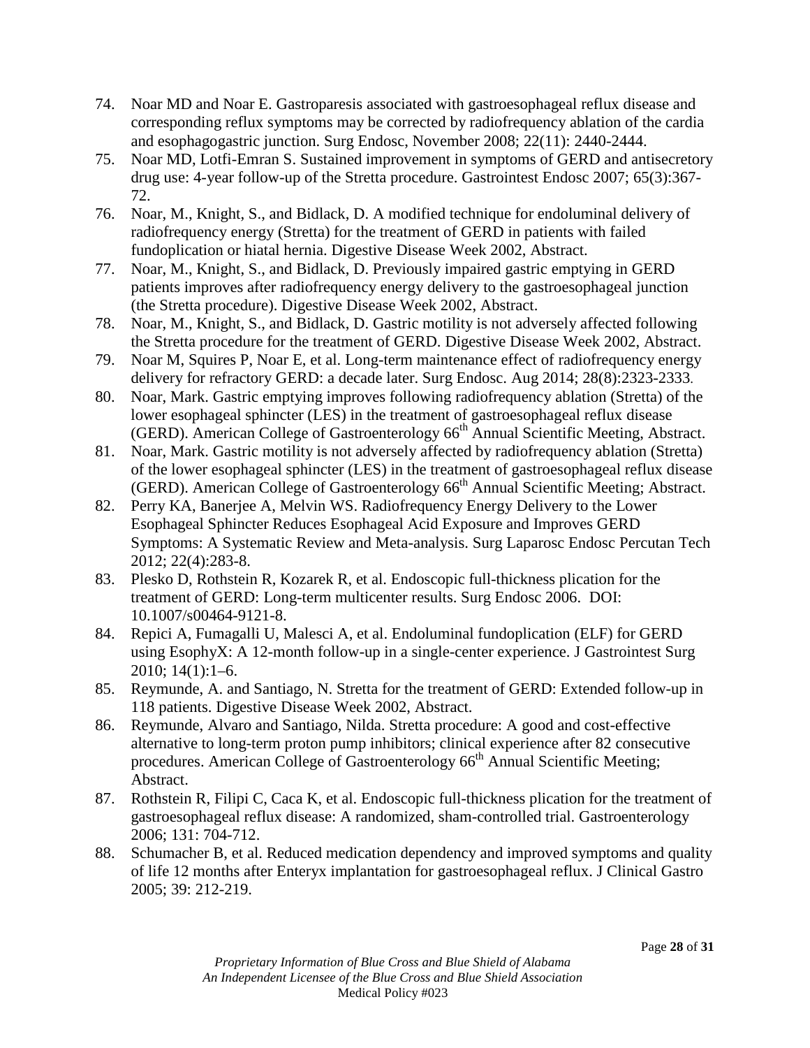74. Noar MD and Noar E. Gastroparesis associated with gastroesophageal reflux disease and corresponding reflux symptoms may be corrected by radiofrequency ablation of the cardia and esophagogastric junction. Surg Endosc, November 2008; 22(11): 2440-2444.
75. Noar MD, Lotfi-Emran S. Sustained improvement in symptoms of GERD and antisecretory drug use: 4-year follow-up of the Stretta procedure. Gastrointest Endosc 2007; 65(3):367-72.
76. Noar, M., Knight, S., and Bidlack, D. A modified technique for endoluminal delivery of radiofrequency energy (Stretta) for the treatment of GERD in patients with failed fundoplication or hiatal hernia. Digestive Disease Week 2002, Abstract.
77. Noar, M., Knight, S., and Bidlack, D. Previously impaired gastric emptying in GERD patients improves after radiofrequency energy delivery to the gastroesophageal junction (the Stretta procedure). Digestive Disease Week 2002, Abstract.
78. Noar, M., Knight, S., and Bidlack, D. Gastric motility is not adversely affected following the Stretta procedure for the treatment of GERD. Digestive Disease Week 2002, Abstract.
79. Noar M, Squires P, Noar E, et al. Long-term maintenance effect of radiofrequency energy delivery for refractory GERD: a decade later. Surg Endosc. Aug 2014; 28(8):2323-2333.
80. Noar, Mark. Gastric emptying improves following radiofrequency ablation (Stretta) of the lower esophageal sphincter (LES) in the treatment of gastroesophageal reflux disease (GERD). American College of Gastroenterology 66th Annual Scientific Meeting, Abstract.
81. Noar, Mark. Gastric motility is not adversely affected by radiofrequency ablation (Stretta) of the lower esophageal sphincter (LES) in the treatment of gastroesophageal reflux disease (GERD). American College of Gastroenterology 66th Annual Scientific Meeting; Abstract.
82. Perry KA, Banerjee A, Melvin WS. Radiofrequency Energy Delivery to the Lower Esophageal Sphincter Reduces Esophageal Acid Exposure and Improves GERD Symptoms: A Systematic Review and Meta-analysis. Surg Laparosc Endosc Percutan Tech 2012; 22(4):283-8.
83. Plesko D, Rothstein R, Kozarek R, et al. Endoscopic full-thickness plication for the treatment of GERD: Long-term multicenter results. Surg Endosc 2006. DOI: 10.1007/s00464-9121-8.
84. Repici A, Fumagalli U, Malesci A, et al. Endoluminal fundoplication (ELF) for GERD using EsophyX: A 12-month follow-up in a single-center experience. J Gastrointest Surg 2010; 14(1):1–6.
85. Reymunde, A. and Santiago, N. Stretta for the treatment of GERD: Extended follow-up in 118 patients. Digestive Disease Week 2002, Abstract.
86. Reymunde, Alvaro and Santiago, Nilda. Stretta procedure: A good and cost-effective alternative to long-term proton pump inhibitors; clinical experience after 82 consecutive procedures. American College of Gastroenterology 66th Annual Scientific Meeting; Abstract.
87. Rothstein R, Filipi C, Caca K, et al. Endoscopic full-thickness plication for the treatment of gastroesophageal reflux disease: A randomized, sham-controlled trial. Gastroenterology 2006; 131: 704-712.
88. Schumacher B, et al. Reduced medication dependency and improved symptoms and quality of life 12 months after Enteryx implantation for gastroesophageal reflux. J Clinical Gastro 2005; 39: 212-219.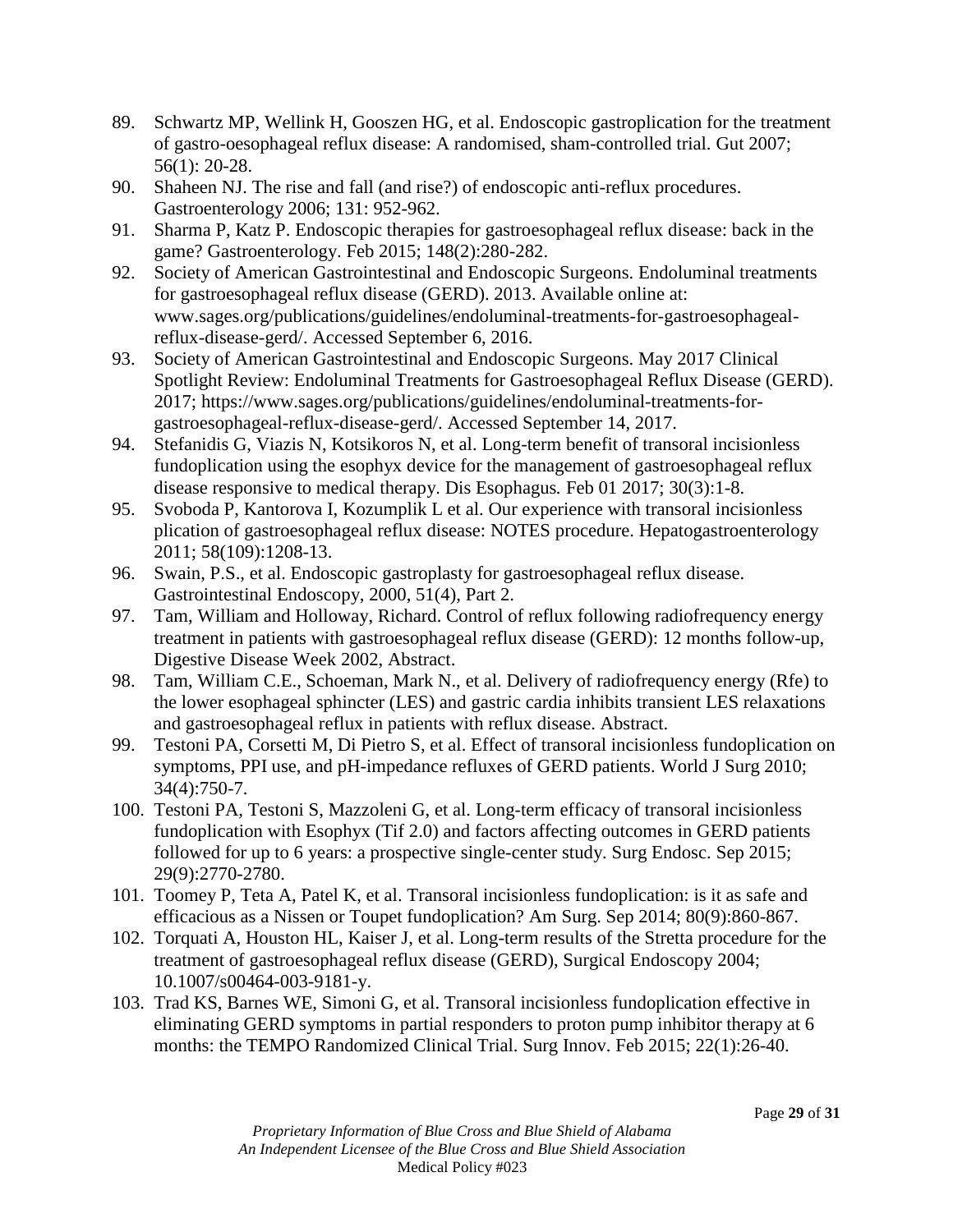89. Schwartz MP, Wellink H, Gooszen HG, et al. Endoscopic gastroplication for the treatment of gastro-oesophageal reflux disease: A randomised, sham-controlled trial. Gut 2007; 56(1): 20-28.
90. Shaheen NJ. The rise and fall (and rise?) of endoscopic anti-reflux procedures. Gastroenterology 2006; 131: 952-962.
91. Sharma P, Katz P. Endoscopic therapies for gastroesophageal reflux disease: back in the game? Gastroenterology. Feb 2015; 148(2):280-282.
92. Society of American Gastrointestinal and Endoscopic Surgeons. Endoluminal treatments for gastroesophageal reflux disease (GERD). 2013. Available online at: www.sages.org/publications/guidelines/endoluminal-treatments-for-gastroesophageal-reflux-disease-gerd/. Accessed September 6, 2016.
93. Society of American Gastrointestinal and Endoscopic Surgeons. May 2017 Clinical Spotlight Review: Endoluminal Treatments for Gastroesophageal Reflux Disease (GERD). 2017; https://www.sages.org/publications/guidelines/endoluminal-treatments-for-gastroesophageal-reflux-disease-gerd/. Accessed September 14, 2017.
94. Stefanidis G, Viazis N, Kotsikoros N, et al. Long-term benefit of transoral incisionless fundoplication using the esophyx device for the management of gastroesophageal reflux disease responsive to medical therapy. Dis Esophagus*.* Feb 01 2017; 30(3):1-8.
95. Svoboda P, Kantorova I, Kozumplik L et al. Our experience with transoral incisionless plication of gastroesophageal reflux disease: NOTES procedure. Hepatogastroenterology 2011; 58(109):1208-13.
96. Swain, P.S., et al. Endoscopic gastroplasty for gastroesophageal reflux disease. Gastrointestinal Endoscopy, 2000, 51(4), Part 2.
97. Tam, William and Holloway, Richard. Control of reflux following radiofrequency energy treatment in patients with gastroesophageal reflux disease (GERD): 12 months follow-up, Digestive Disease Week 2002, Abstract.
98. Tam, William C.E., Schoeman, Mark N., et al. Delivery of radiofrequency energy (Rfe) to the lower esophageal sphincter (LES) and gastric cardia inhibits transient LES relaxations and gastroesophageal reflux in patients with reflux disease. Abstract.
99. Testoni PA, Corsetti M, Di Pietro S, et al. Effect of transoral incisionless fundoplication on symptoms, PPI use, and pH-impedance refluxes of GERD patients. World J Surg 2010; 34(4):750-7.
100. Testoni PA, Testoni S, Mazzoleni G, et al. Long-term efficacy of transoral incisionless fundoplication with Esophyx (Tif 2.0) and factors affecting outcomes in GERD patients followed for up to 6 years: a prospective single-center study. Surg Endosc. Sep 2015; 29(9):2770-2780.
101. Toomey P, Teta A, Patel K, et al. Transoral incisionless fundoplication: is it as safe and efficacious as a Nissen or Toupet fundoplication? Am Surg. Sep 2014; 80(9):860-867.
102. Torquati A, Houston HL, Kaiser J, et al. Long-term results of the Stretta procedure for the treatment of gastroesophageal reflux disease (GERD), Surgical Endoscopy 2004; 10.1007/s00464-003-9181-y.
103. Trad KS, Barnes WE, Simoni G, et al. Transoral incisionless fundoplication effective in eliminating GERD symptoms in partial responders to proton pump inhibitor therapy at 6 months: the TEMPO Randomized Clinical Trial. Surg Innov. Feb 2015; 22(1):26-40.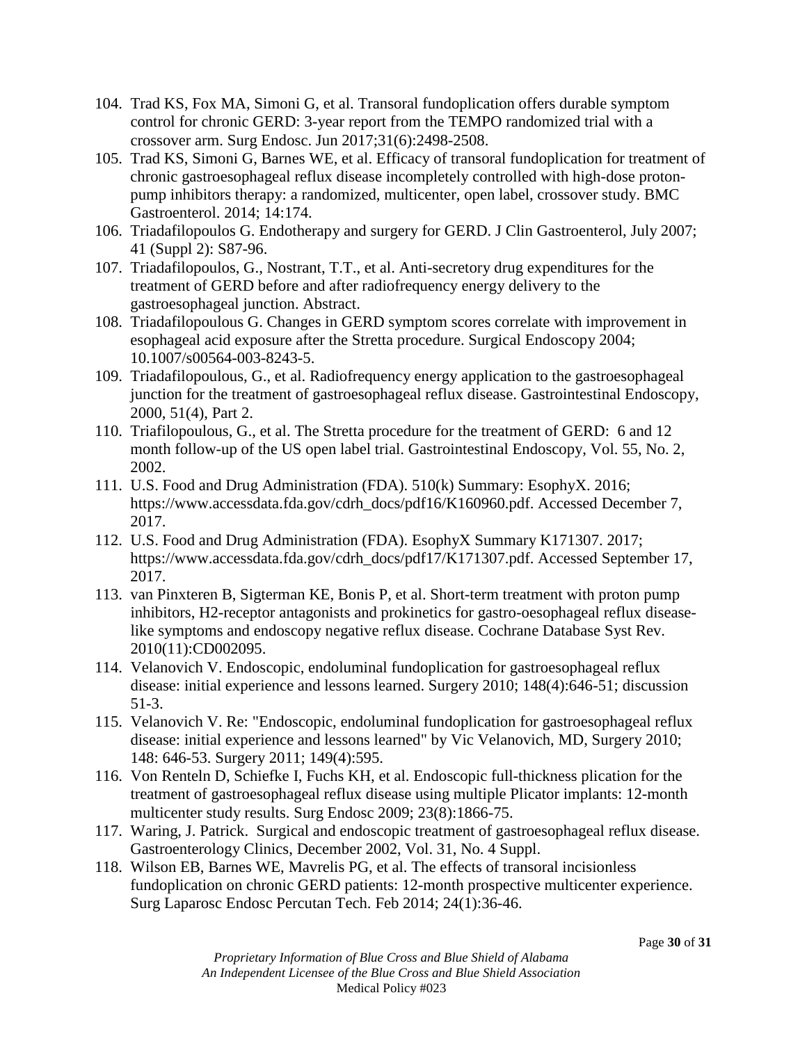104. Trad KS, Fox MA, Simoni G, et al. Transoral fundoplication offers durable symptom control for chronic GERD: 3-year report from the TEMPO randomized trial with a crossover arm. Surg Endosc. Jun 2017;31(6):2498-2508.
105. Trad KS, Simoni G, Barnes WE, et al. Efficacy of transoral fundoplication for treatment of chronic gastroesophageal reflux disease incompletely controlled with high-dose proton-pump inhibitors therapy: a randomized, multicenter, open label, crossover study. BMC Gastroenterol. 2014; 14:174.
106. Triadafilopoulos G. Endotherapy and surgery for GERD. J Clin Gastroenterol, July 2007; 41 (Suppl 2): S87-96.
107. Triadafilopoulos, G., Nostrant, T.T., et al. Anti-secretory drug expenditures for the treatment of GERD before and after radiofrequency energy delivery to the gastroesophageal junction. Abstract.
108. Triadafilopoulous G. Changes in GERD symptom scores correlate with improvement in esophageal acid exposure after the Stretta procedure. Surgical Endoscopy 2004; 10.1007/s00564-003-8243-5.
109. Triadafilopoulous, G., et al. Radiofrequency energy application to the gastroesophageal junction for the treatment of gastroesophageal reflux disease. Gastrointestinal Endoscopy, 2000, 51(4), Part 2.
110. Triafilopoulous, G., et al. The Stretta procedure for the treatment of GERD: 6 and 12 month follow-up of the US open label trial. Gastrointestinal Endoscopy, Vol. 55, No. 2, 2002.
111. U.S. Food and Drug Administration (FDA). 510(k) Summary: EsophyX. 2016; https://www.accessdata.fda.gov/cdrh_docs/pdf16/K160960.pdf. Accessed December 7, 2017.
112. U.S. Food and Drug Administration (FDA). EsophyX Summary K171307. 2017; https://www.accessdata.fda.gov/cdrh_docs/pdf17/K171307.pdf. Accessed September 17, 2017.
113. van Pinxteren B, Sigterman KE, Bonis P, et al. Short-term treatment with proton pump inhibitors, H2-receptor antagonists and prokinetics for gastro-oesophageal reflux disease-like symptoms and endoscopy negative reflux disease. Cochrane Database Syst Rev. 2010(11):CD002095.
114. Velanovich V. Endoscopic, endoluminal fundoplication for gastroesophageal reflux disease: initial experience and lessons learned. Surgery 2010; 148(4):646-51; discussion 51-3.
115. Velanovich V. Re: "Endoscopic, endoluminal fundoplication for gastroesophageal reflux disease: initial experience and lessons learned" by Vic Velanovich, MD, Surgery 2010; 148: 646-53. Surgery 2011; 149(4):595.
116. Von Renteln D, Schiefke I, Fuchs KH, et al. Endoscopic full-thickness plication for the treatment of gastroesophageal reflux disease using multiple Plicator implants: 12-month multicenter study results. Surg Endosc 2009; 23(8):1866-75.
117. Waring, J. Patrick. Surgical and endoscopic treatment of gastroesophageal reflux disease. Gastroenterology Clinics, December 2002, Vol. 31, No. 4 Suppl.
118. Wilson EB, Barnes WE, Mavrelis PG, et al. The effects of transoral incisionless fundoplication on chronic GERD patients: 12-month prospective multicenter experience. Surg Laparosc Endosc Percutan Tech. Feb 2014; 24(1):36-46.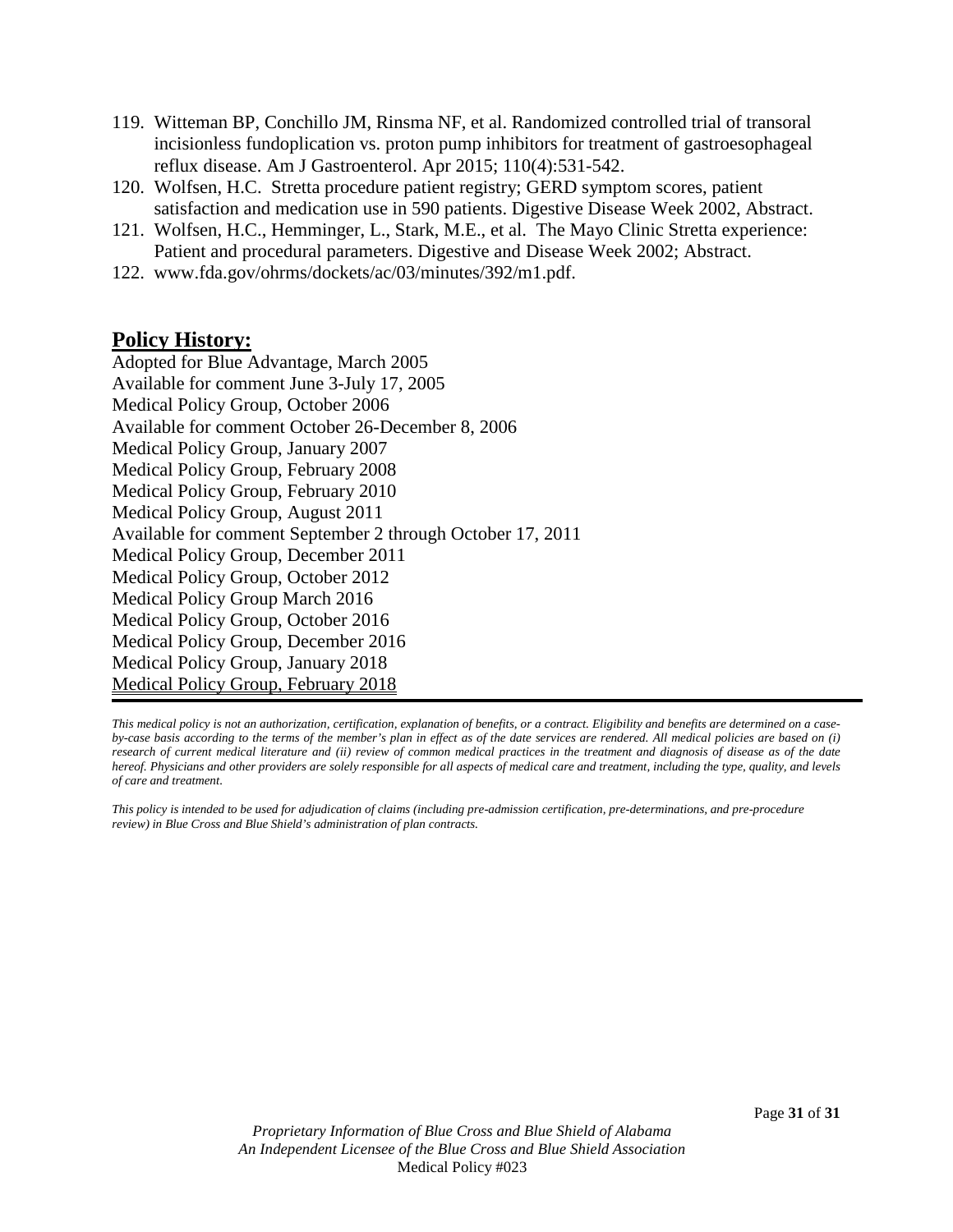119. Witteman BP, Conchillo JM, Rinsma NF, et al. Randomized controlled trial of transoral incisionless fundoplication vs. proton pump inhibitors for treatment of gastroesophageal reflux disease. Am J Gastroenterol. Apr 2015; 110(4):531-542.
120. Wolfsen, H.C. Stretta procedure patient registry; GERD symptom scores, patient satisfaction and medication use in 590 patients. Digestive Disease Week 2002, Abstract.
121. Wolfsen, H.C., Hemminger, L., Stark, M.E., et al. The Mayo Clinic Stretta experience: Patient and procedural parameters. Digestive and Disease Week 2002; Abstract.
122. www.fda.gov/ohrms/dockets/ac/03/minutes/392/m1.pdf.

## Policy History:

Adopted for Blue Advantage, March 2005
Available for comment June 3-July 17, 2005
Medical Policy Group, October 2006
Available for comment October 26-December 8, 2006
Medical Policy Group, January 2007
Medical Policy Group, February 2008
Medical Policy Group, February 2010
Medical Policy Group, August 2011
Available for comment September 2 through October 17, 2011
Medical Policy Group, December 2011
Medical Policy Group, October 2012
Medical Policy Group March 2016
Medical Policy Group, October 2016
Medical Policy Group, December 2016
Medical Policy Group, January 2018
Medical Policy Group, February 2018

*This medical policy is not an authorization, certification, explanation of benefits, or a contract. Eligibility and benefits are determined on a case-by-case basis according to the terms of the member's plan in effect as of the date services are rendered. All medical policies are based on (i) research of current medical literature and (ii) review of common medical practices in the treatment and diagnosis of disease as of the date hereof. Physicians and other providers are solely responsible for all aspects of medical care and treatment, including the type, quality, and levels of care and treatment.*

*This policy is intended to be used for adjudication of claims (including pre-admission certification, pre-determinations, and pre-procedure review) in Blue Cross and Blue Shield's administration of plan contracts.*